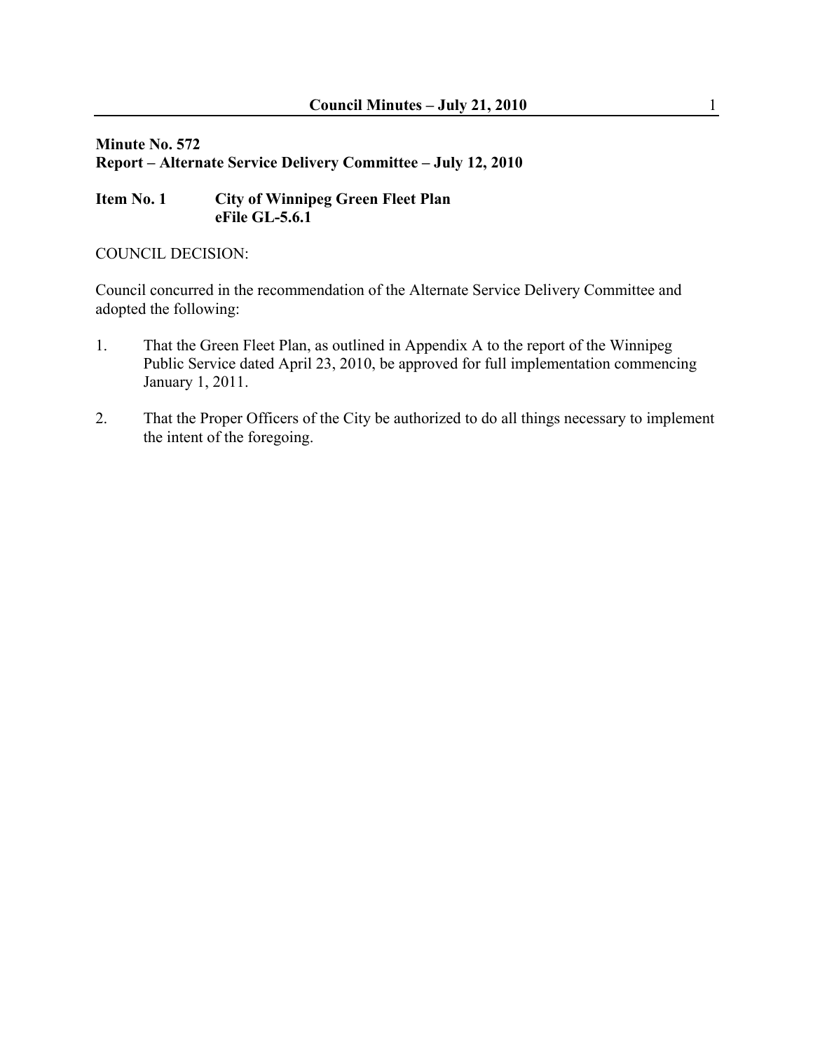**Minute No. 572**
**Report – Alternate Service Delivery Committee – July 12, 2010**

**Item No. 1 City of Winnipeg Green Fleet Plan**
**eFile GL-5.6.1**

COUNCIL DECISION:

Council concurred in the recommendation of the Alternate Service Delivery Committee and adopted the following:

1. That the Green Fleet Plan, as outlined in Appendix A to the report of the Winnipeg Public Service dated April 23, 2010, be approved for full implementation commencing January 1, 2011.

2. That the Proper Officers of the City be authorized to do all things necessary to implement the intent of the foregoing.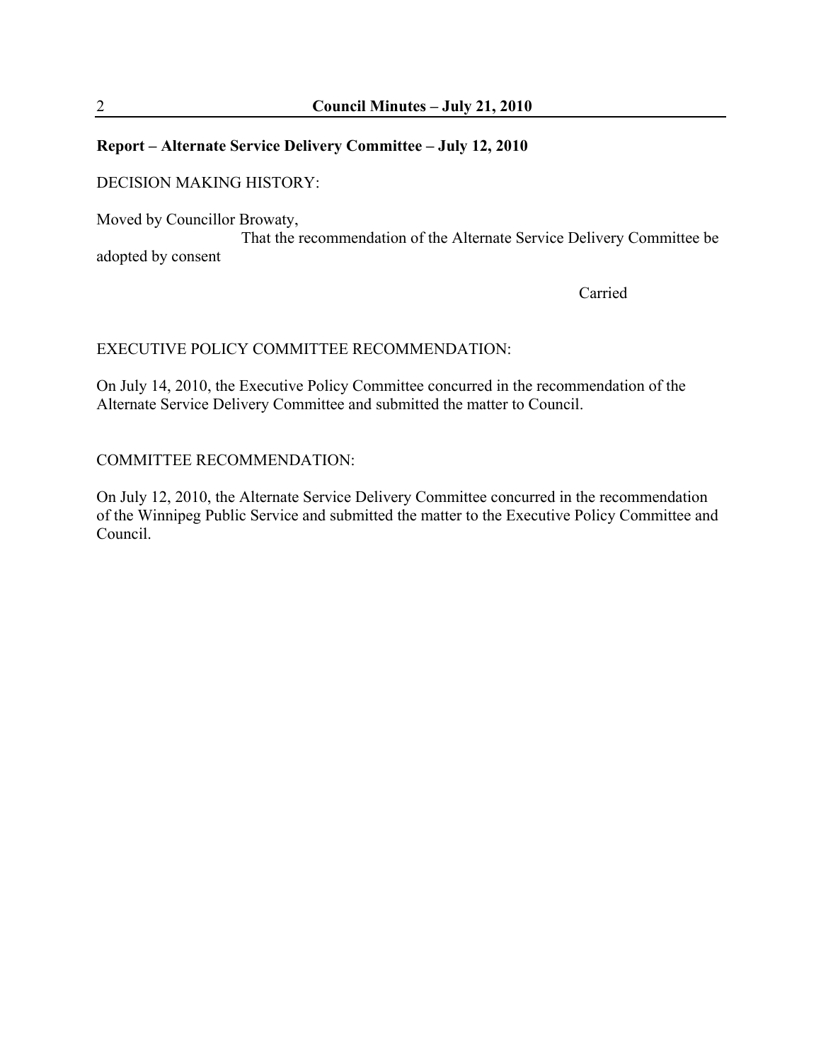**Report – Alternate Service Delivery Committee – July 12, 2010**

DECISION MAKING HISTORY:

Moved by Councillor Browaty,
That the recommendation of the Alternate Service Delivery Committee be adopted by consent

Carried

EXECUTIVE POLICY COMMITTEE RECOMMENDATION:

On July 14, 2010, the Executive Policy Committee concurred in the recommendation of the Alternate Service Delivery Committee and submitted the matter to Council.

COMMITTEE RECOMMENDATION:

On July 12, 2010, the Alternate Service Delivery Committee concurred in the recommendation of the Winnipeg Public Service and submitted the matter to the Executive Policy Committee and Council.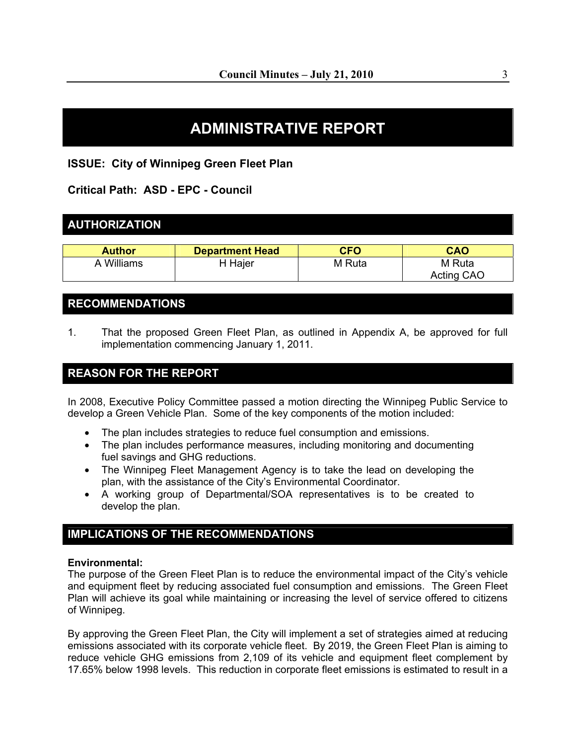# ADMINISTRATIVE REPORT

**ISSUE: City of Winnipeg Green Fleet Plan**

**Critical Path: ASD - EPC - Council**

## AUTHORIZATION

| Author | Department Head | CFO | CAO |
|---|---|---|---|
| A Williams | H Hajer | M Ruta | M Ruta<br>Acting CAO |

## RECOMMENDATIONS

1. That the proposed Green Fleet Plan, as outlined in Appendix A, be approved for full implementation commencing January 1, 2011.

## REASON FOR THE REPORT

In 2008, Executive Policy Committee passed a motion directing the Winnipeg Public Service to develop a Green Vehicle Plan. Some of the key components of the motion included:

- The plan includes strategies to reduce fuel consumption and emissions.
- The plan includes performance measures, including monitoring and documenting fuel savings and GHG reductions.
- The Winnipeg Fleet Management Agency is to take the lead on developing the plan, with the assistance of the City's Environmental Coordinator.
- A working group of Departmental/SOA representatives is to be created to develop the plan.

## IMPLICATIONS OF THE RECOMMENDATIONS

**Environmental:**
The purpose of the Green Fleet Plan is to reduce the environmental impact of the City's vehicle and equipment fleet by reducing associated fuel consumption and emissions. The Green Fleet Plan will achieve its goal while maintaining or increasing the level of service offered to citizens of Winnipeg.

By approving the Green Fleet Plan, the City will implement a set of strategies aimed at reducing emissions associated with its corporate vehicle fleet. By 2019, the Green Fleet Plan is aiming to reduce vehicle GHG emissions from 2,109 of its vehicle and equipment fleet complement by 17.65% below 1998 levels. This reduction in corporate fleet emissions is estimated to result in a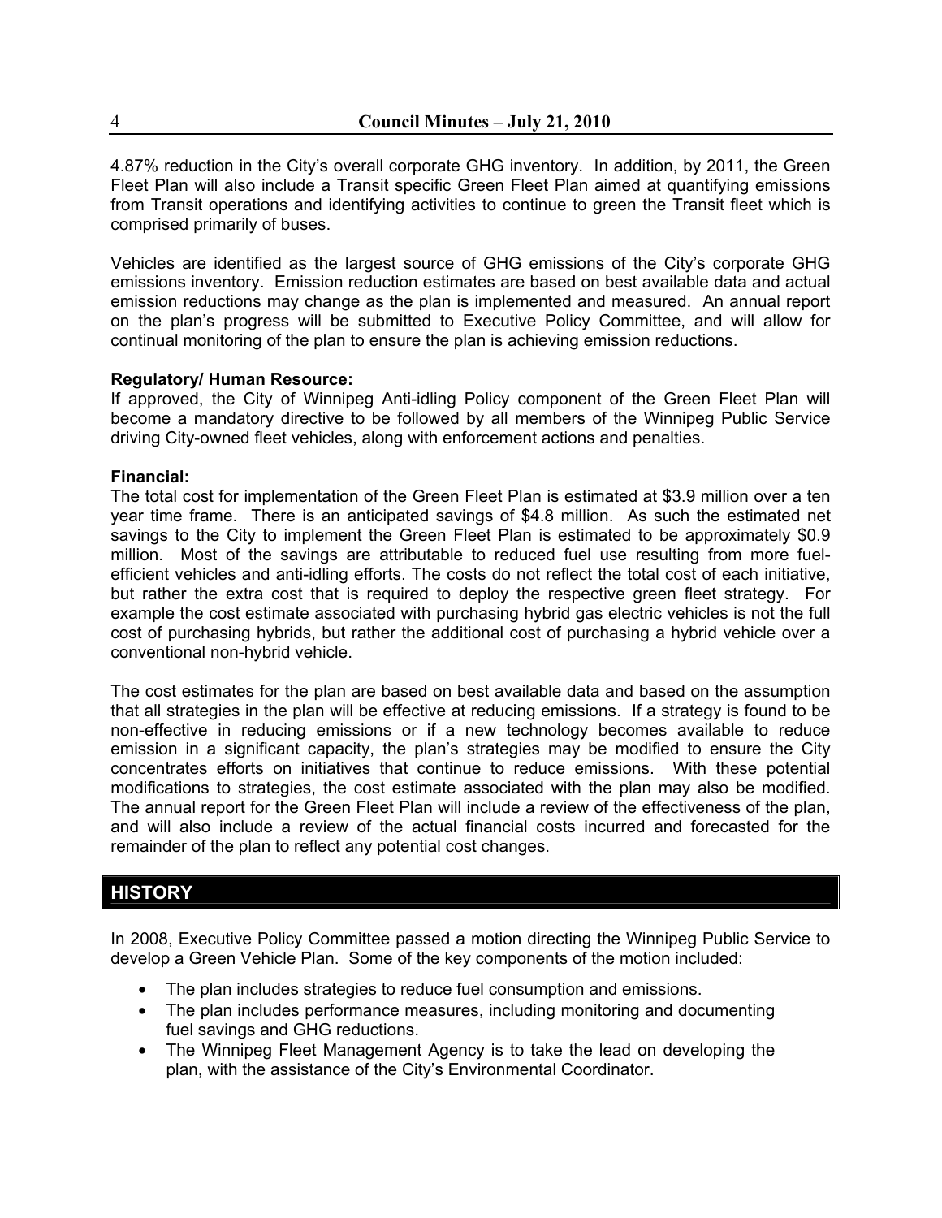4.87% reduction in the City's overall corporate GHG inventory. In addition, by 2011, the Green Fleet Plan will also include a Transit specific Green Fleet Plan aimed at quantifying emissions from Transit operations and identifying activities to continue to green the Transit fleet which is comprised primarily of buses.

Vehicles are identified as the largest source of GHG emissions of the City's corporate GHG emissions inventory. Emission reduction estimates are based on best available data and actual emission reductions may change as the plan is implemented and measured. An annual report on the plan's progress will be submitted to Executive Policy Committee, and will allow for continual monitoring of the plan to ensure the plan is achieving emission reductions.

**Regulatory/ Human Resource:**
If approved, the City of Winnipeg Anti-idling Policy component of the Green Fleet Plan will become a mandatory directive to be followed by all members of the Winnipeg Public Service driving City-owned fleet vehicles, along with enforcement actions and penalties.

**Financial:**
The total cost for implementation of the Green Fleet Plan is estimated at $3.9 million over a ten year time frame. There is an anticipated savings of $4.8 million. As such the estimated net savings to the City to implement the Green Fleet Plan is estimated to be approximately $0.9 million. Most of the savings are attributable to reduced fuel use resulting from more fuel-efficient vehicles and anti-idling efforts. The costs do not reflect the total cost of each initiative, but rather the extra cost that is required to deploy the respective green fleet strategy. For example the cost estimate associated with purchasing hybrid gas electric vehicles is not the full cost of purchasing hybrids, but rather the additional cost of purchasing a hybrid vehicle over a conventional non-hybrid vehicle.

The cost estimates for the plan are based on best available data and based on the assumption that all strategies in the plan will be effective at reducing emissions. If a strategy is found to be non-effective in reducing emissions or if a new technology becomes available to reduce emission in a significant capacity, the plan's strategies may be modified to ensure the City concentrates efforts on initiatives that continue to reduce emissions. With these potential modifications to strategies, the cost estimate associated with the plan may also be modified. The annual report for the Green Fleet Plan will include a review of the effectiveness of the plan, and will also include a review of the actual financial costs incurred and forecasted for the remainder of the plan to reflect any potential cost changes.

## HISTORY

In 2008, Executive Policy Committee passed a motion directing the Winnipeg Public Service to develop a Green Vehicle Plan. Some of the key components of the motion included:

- The plan includes strategies to reduce fuel consumption and emissions.
- The plan includes performance measures, including monitoring and documenting fuel savings and GHG reductions.
- The Winnipeg Fleet Management Agency is to take the lead on developing the plan, with the assistance of the City's Environmental Coordinator.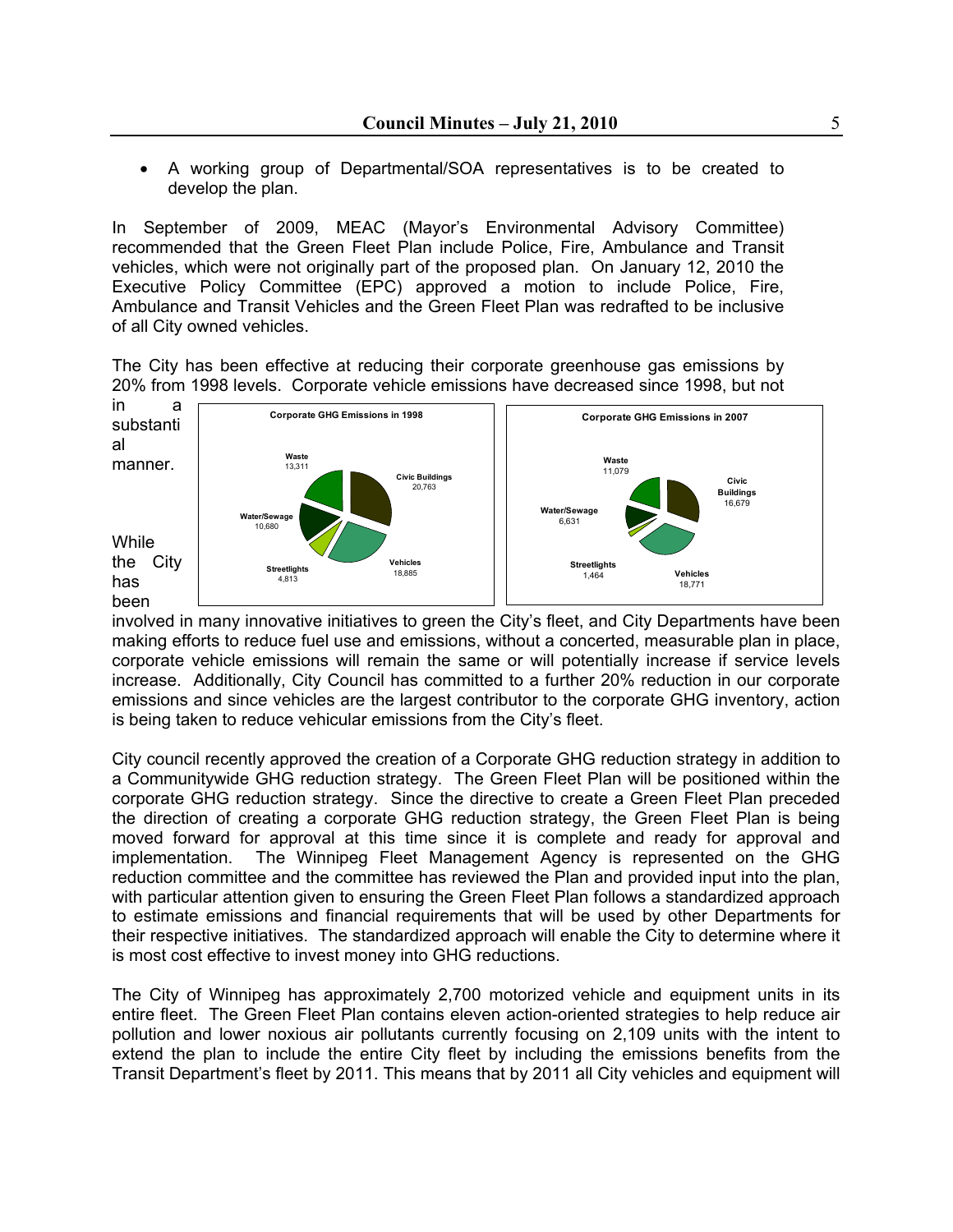- A working group of Departmental/SOA representatives is to be created to develop the plan.

In September of 2009, MEAC (Mayor's Environmental Advisory Committee) recommended that the Green Fleet Plan include Police, Fire, Ambulance and Transit vehicles, which were not originally part of the proposed plan. On January 12, 2010 the Executive Policy Committee (EPC) approved a motion to include Police, Fire, Ambulance and Transit Vehicles and the Green Fleet Plan was redrafted to be inclusive of all City owned vehicles.

The City has been effective at reducing their corporate greenhouse gas emissions by 20% from 1998 levels. Corporate vehicle emissions have decreased since 1998, but not in a substantial manner.

**Corporate GHG Emissions in 1998**

| Source | Emissions |
| --- | --- |
| Waste | 13,311 |
| Civic Buildings | 20,763 |
| Water/Sewage | 10,680 |
| Streetlights | 4,813 |
| Vehicles | 18,885 |

**Corporate GHG Emissions in 2007**

| Source | Emissions |
| --- | --- |
| Waste | 11,079 |
| Civic Buildings | 16,679 |
| Water/Sewage | 6,631 |
| Streetlights | 1,464 |
| Vehicles | 18,771 |

While the City has been involved in many innovative initiatives to green the City's fleet, and City Departments have been making efforts to reduce fuel use and emissions, without a concerted, measurable plan in place, corporate vehicle emissions will remain the same or will potentially increase if service levels increase. Additionally, City Council has committed to a further 20% reduction in our corporate emissions and since vehicles are the largest contributor to the corporate GHG inventory, action is being taken to reduce vehicular emissions from the City's fleet.

City council recently approved the creation of a Corporate GHG reduction strategy in addition to a Communitywide GHG reduction strategy. The Green Fleet Plan will be positioned within the corporate GHG reduction strategy. Since the directive to create a Green Fleet Plan preceded the direction of creating a corporate GHG reduction strategy, the Green Fleet Plan is being moved forward for approval at this time since it is complete and ready for approval and implementation. The Winnipeg Fleet Management Agency is represented on the GHG reduction committee and the committee has reviewed the Plan and provided input into the plan, with particular attention given to ensuring the Green Fleet Plan follows a standardized approach to estimate emissions and financial requirements that will be used by other Departments for their respective initiatives. The standardized approach will enable the City to determine where it is most cost effective to invest money into GHG reductions.

The City of Winnipeg has approximately 2,700 motorized vehicle and equipment units in its entire fleet. The Green Fleet Plan contains eleven action-oriented strategies to help reduce air pollution and lower noxious air pollutants currently focusing on 2,109 units with the intent to extend the plan to include the entire City fleet by including the emissions benefits from the Transit Department's fleet by 2011. This means that by 2011 all City vehicles and equipment will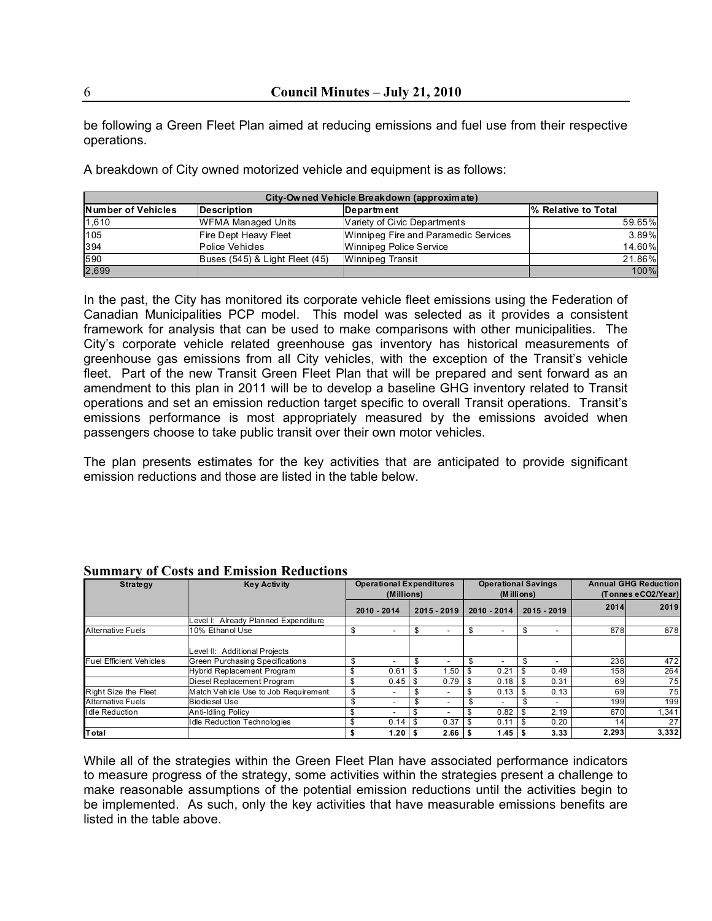be following a Green Fleet Plan aimed at reducing emissions and fuel use from their respective operations.

A breakdown of City owned motorized vehicle and equipment is as follows:

| City-Owned Vehicle Breakdown (approximate) | | | |
|---|---|---|---|
| Number of Vehicles | Description | Department | % Relative to Total |
| 1,610 | WFMA Managed Units | Variety of Civic Departments | 59.65% |
| 105 | Fire Dept Heavy Fleet | Winnipeg Fire and Paramedic Services | 3.89% |
| 394 | Police Vehicles | Winnipeg Police Service | 14.60% |
| 590 | Buses (545) & Light Fleet (45) | Winnipeg Transit | 21.86% |
| 2,699 | | | 100% |

In the past, the City has monitored its corporate vehicle fleet emissions using the Federation of Canadian Municipalities PCP model. This model was selected as it provides a consistent framework for analysis that can be used to make comparisons with other municipalities. The City's corporate vehicle related greenhouse gas inventory has historical measurements of greenhouse gas emissions from all City vehicles, with the exception of the Transit's vehicle fleet. Part of the new Transit Green Fleet Plan that will be prepared and sent forward as an amendment to this plan in 2011 will be to develop a baseline GHG inventory related to Transit operations and set an emission reduction target specific to overall Transit operations. Transit's emissions performance is most appropriately measured by the emissions avoided when passengers choose to take public transit over their own motor vehicles.

The plan presents estimates for the key activities that are anticipated to provide significant emission reductions and those are listed in the table below.

**Summary of Costs and Emission Reductions**

| Strategy | Key Activity | Operational Expenditures (Millions) | | Operational Savings (Millions) | | Annual GHG Reduction (Tonnes eCO2/Year) | |
|---|---|---|---|---|---|---|---|
| | | 2010 - 2014 | 2015 - 2019 | 2010 - 2014 | 2015 - 2019 | 2014 | 2019 |
| | Level I: Already Planned Expenditure | | | | | | |
| Alternative Fuels | 10% Ethanol Use | $ - | $ - | $ - | $ - | 878 | 878 |
| | Level II: Additional Projects | | | | | | |
| Fuel Efficient Vehicles | Green Purchasing Specifications | $ - | $ - | $ - | $ - | 236 | 472 |
| | Hybrid Replacement Program | $ 0.61 | $ 1.50 | $ 0.21 | $ 0.49 | 158 | 264 |
| | Diesel Replacement Program | $ 0.45 | $ 0.79 | $ 0.18 | $ 0.31 | 69 | 75 |
| Right Size the Fleet | Match Vehicle Use to Job Requirement | $ - | $ - | $ 0.13 | $ 0.13 | 69 | 75 |
| Alternative Fuels | Biodiesel Use | $ - | $ - | $ - | $ - | 199 | 199 |
| Idle Reduction | Anti-Idling Policy | $ - | $ - | $ 0.82 | $ 2.19 | 670 | 1,341 |
| | Idle Reduction Technologies | $ 0.14 | $ 0.37 | $ 0.11 | $ 0.20 | 14 | 27 |
| **Total** | | **$ 1.20** | **$ 2.66** | **$ 1.45** | **$ 3.33** | **2,293** | **3,332** |

While all of the strategies within the Green Fleet Plan have associated performance indicators to measure progress of the strategy, some activities within the strategies present a challenge to make reasonable assumptions of the potential emission reductions until the activities begin to be implemented. As such, only the key activities that have measurable emissions benefits are listed in the table above.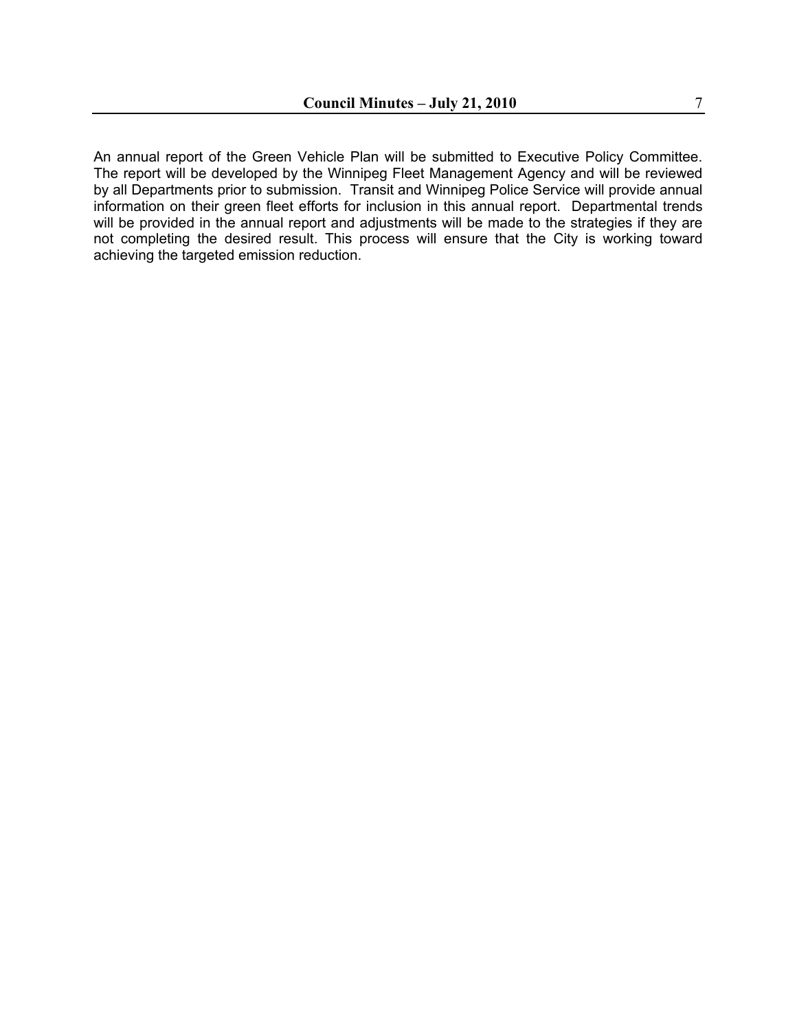An annual report of the Green Vehicle Plan will be submitted to Executive Policy Committee. The report will be developed by the Winnipeg Fleet Management Agency and will be reviewed by all Departments prior to submission. Transit and Winnipeg Police Service will provide annual information on their green fleet efforts for inclusion in this annual report. Departmental trends will be provided in the annual report and adjustments will be made to the strategies if they are not completing the desired result. This process will ensure that the City is working toward achieving the targeted emission reduction.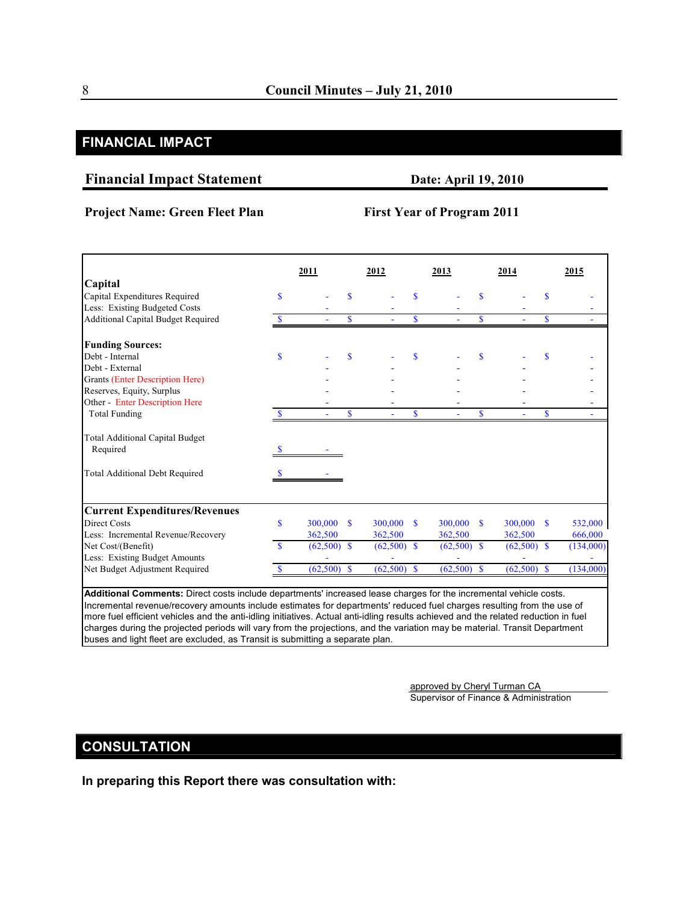## FINANCIAL IMPACT

### Financial Impact Statement

**Date: April 19, 2010**

**Project Name: Green Fleet Plan** **First Year of Program 2011**

| | 2011 | 2012 | 2013 | 2014 | 2015 |
|---|---|---|---|---|---|
| **Capital** | | | | | |
| Capital Expenditures Required | $ - | $ - | $ - | $ - | $ - |
| Less: Existing Budgeted Costs | - | - | - | - | - |
| Additional Capital Budget Required | $ - | $ - | $ - | $ - | $ - |
| | | | | | |
| **Funding Sources:** | | | | | |
| Debt - Internal | $ - | $ - | $ - | $ - | $ - |
| Debt - External | - | - | - | - | - |
| Grants (Enter Description Here) | - | - | - | - | - |
| Reserves, Equity, Surplus | - | - | - | - | - |
| Other - Enter Description Here | - | - | - | - | - |
| Total Funding | $ - | $ - | $ - | $ - | $ - |
| | | | | | |
| Total Additional Capital Budget Required | $ - | | | | |
| | | | | | |
| Total Additional Debt Required | $ - | | | | |
| | | | | | |
| **Current Expenditures/Revenues** | | | | | |
| Direct Costs | $ 300,000 | $ 300,000 | $ 300,000 | $ 300,000 | $ 532,000 |
| Less: Incremental Revenue/Recovery | 362,500 | 362,500 | 362,500 | 362,500 | 666,000 |
| Net Cost/(Benefit) | $ (62,500) | $ (62,500) | $ (62,500) | $ (62,500) | $ (134,000) |
| Less: Existing Budget Amounts | - | - | - | - | - |
| Net Budget Adjustment Required | $ (62,500) | $ (62,500) | $ (62,500) | $ (62,500) | $ (134,000) |

**Additional Comments:** Direct costs include departments' increased lease charges for the incremental vehicle costs. Incremental revenue/recovery amounts include estimates for departments' reduced fuel charges resulting from the use of more fuel efficient vehicles and the anti-idling initiatives. Actual anti-idling results achieved and the related reduction in fuel charges during the projected periods will vary from the projections, and the variation may be material. Transit Department buses and light fleet are excluded, as Transit is submitting a separate plan.

approved by Cheryl Turman CA
Supervisor of Finance & Administration

## CONSULTATION

**In preparing this Report there was consultation with:**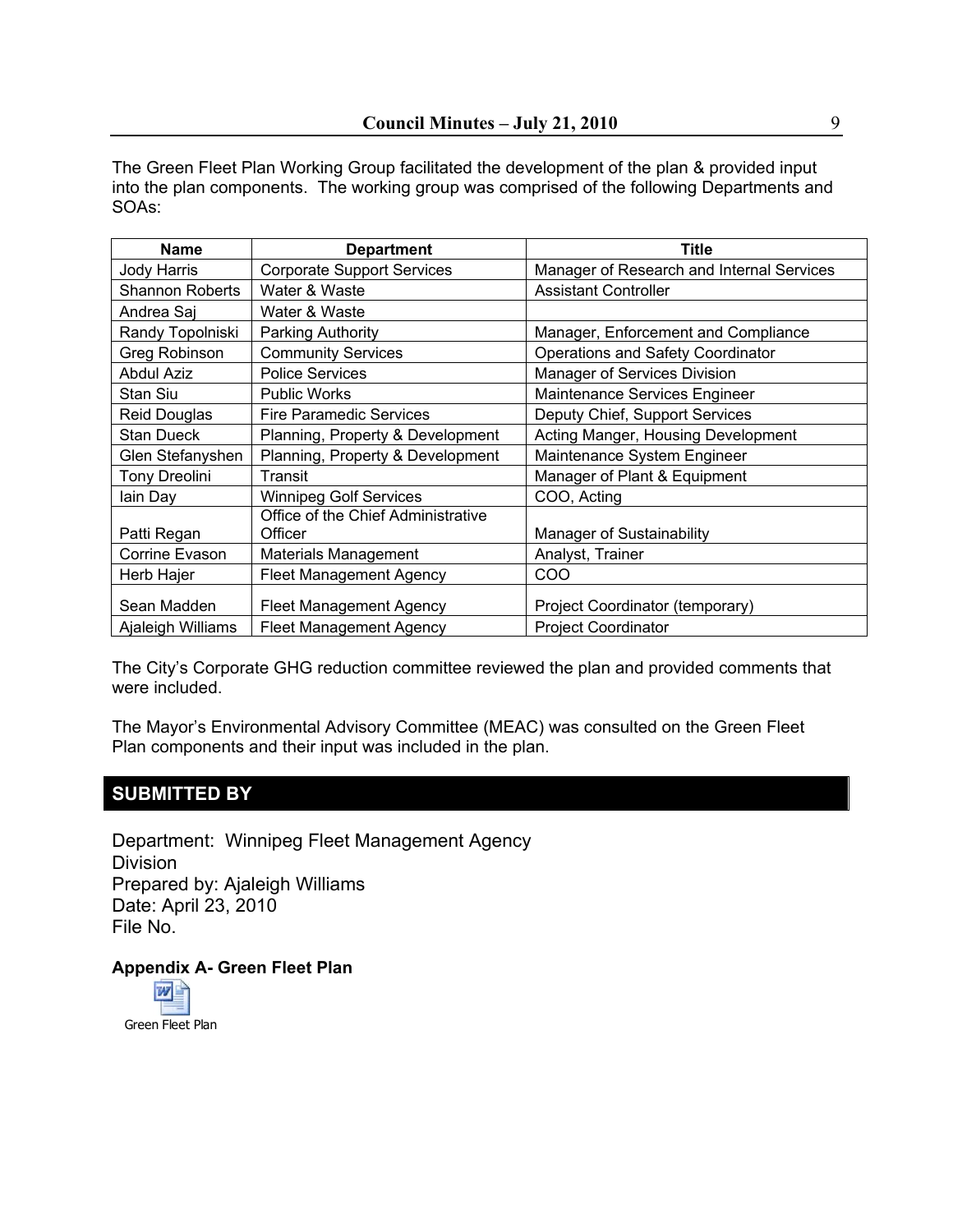The Green Fleet Plan Working Group facilitated the development of the plan & provided input into the plan components. The working group was comprised of the following Departments and SOAs:

| Name | Department | Title |
|---|---|---|
| Jody Harris | Corporate Support Services | Manager of Research and Internal Services |
| Shannon Roberts | Water & Waste | Assistant Controller |
| Andrea Saj | Water & Waste | |
| Randy Topolniski | Parking Authority | Manager, Enforcement and Compliance |
| Greg Robinson | Community Services | Operations and Safety Coordinator |
| Abdul Aziz | Police Services | Manager of Services Division |
| Stan Siu | Public Works | Maintenance Services Engineer |
| Reid Douglas | Fire Paramedic Services | Deputy Chief, Support Services |
| Stan Dueck | Planning, Property & Development | Acting Manger, Housing Development |
| Glen Stefanyshen | Planning, Property & Development | Maintenance System Engineer |
| Tony Dreolini | Transit | Manager of Plant & Equipment |
| Iain Day | Winnipeg Golf Services | COO, Acting |
| Patti Regan | Office of the Chief Administrative Officer | Manager of Sustainability |
| Corrine Evason | Materials Management | Analyst, Trainer |
| Herb Hajer | Fleet Management Agency | COO |
| Sean Madden | Fleet Management Agency | Project Coordinator (temporary) |
| Ajaleigh Williams | Fleet Management Agency | Project Coordinator |

The City's Corporate GHG reduction committee reviewed the plan and provided comments that were included.

The Mayor's Environmental Advisory Committee (MEAC) was consulted on the Green Fleet Plan components and their input was included in the plan.

## SUBMITTED BY

Department: Winnipeg Fleet Management Agency
Division
Prepared by: Ajaleigh Williams
Date: April 23, 2010
File No.

**Appendix A- Green Fleet Plan**

Green Fleet Plan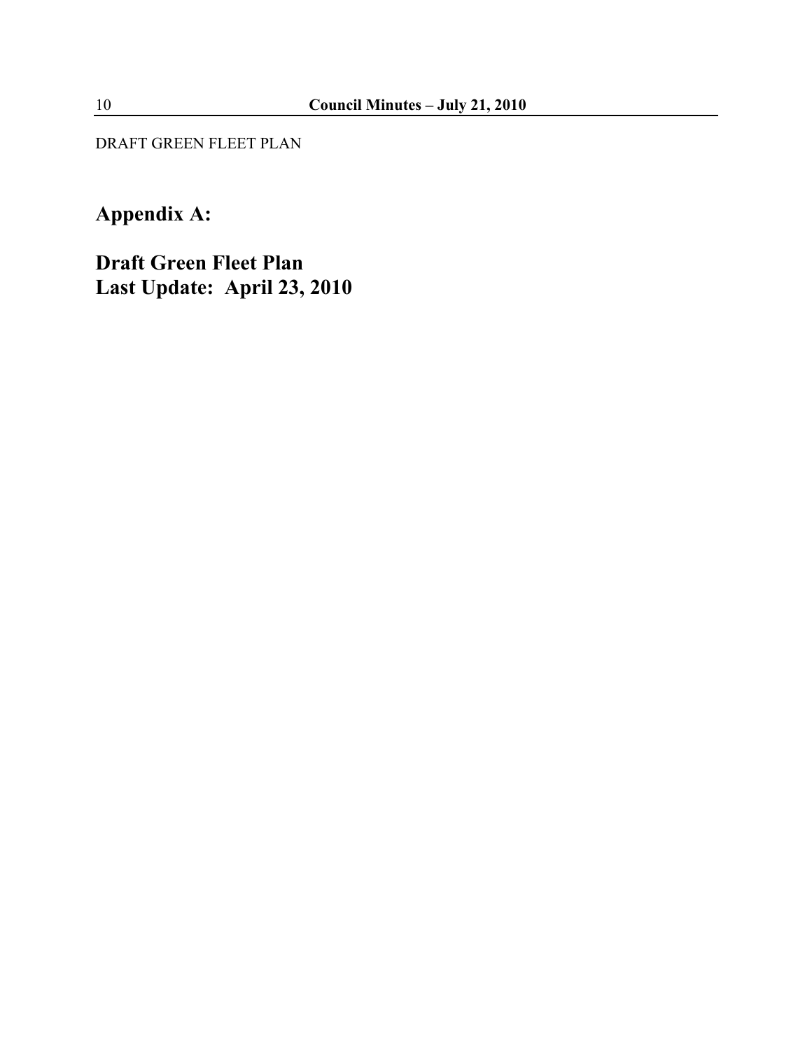DRAFT GREEN FLEET PLAN

# Appendix A:

# Draft Green Fleet Plan
# Last Update: April 23, 2010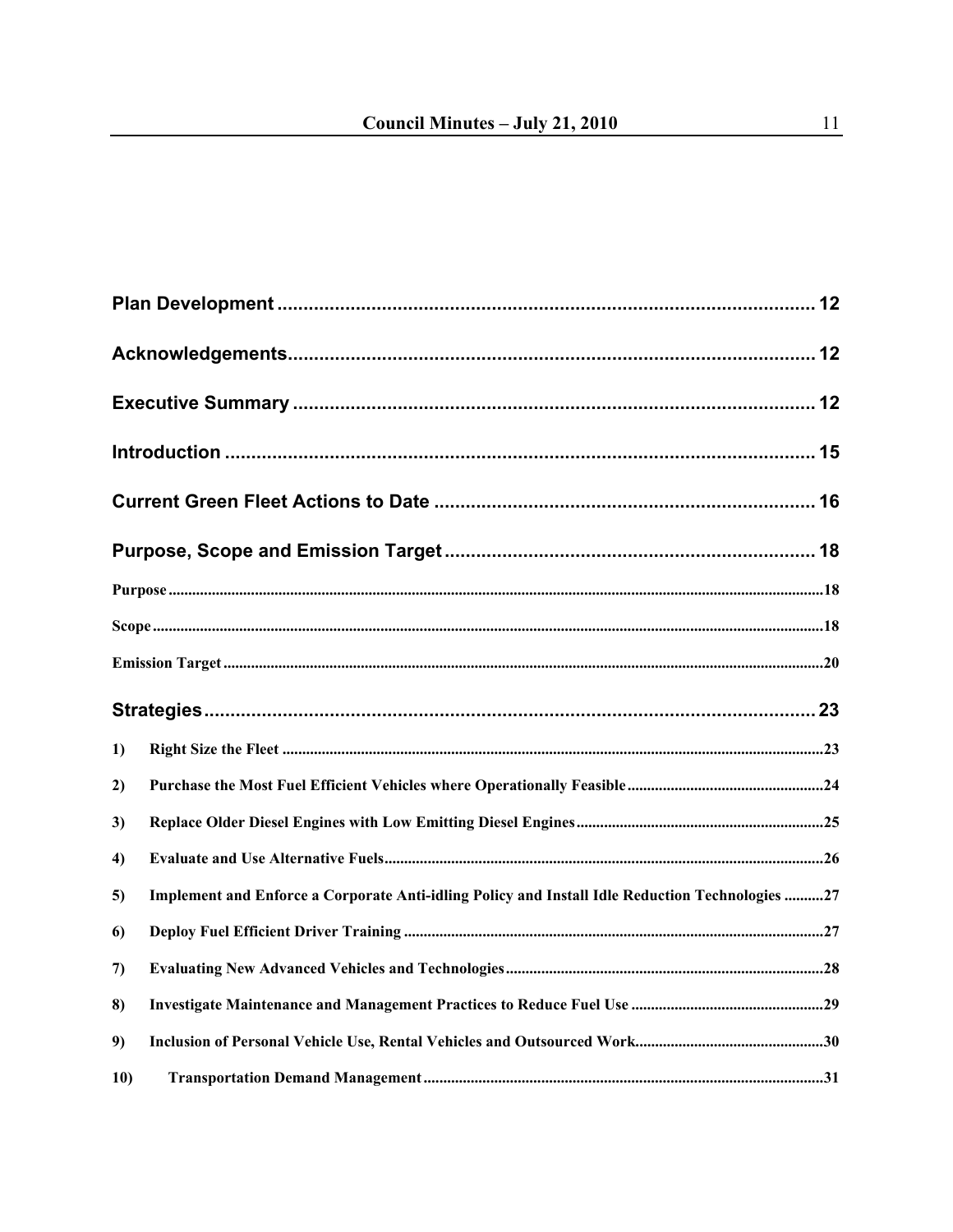Plan Development ........................................................................................ 12

Acknowledgements....................................................................................... 12

Executive Summary ..................................................................................... 12

Introduction .................................................................................................. 15

Current Green Fleet Actions to Date ........................................................... 16

Purpose, Scope and Emission Target ......................................................... 18

Purpose ............................................................................................................................................18

Scope ................................................................................................................................................18

Emission Target ...............................................................................................................................20

Strategies ...................................................................................................... 23

1) Right Size the Fleet ...................................................................................................................23

2) Purchase the Most Fuel Efficient Vehicles where Operationally Feasible ...........................................24

3) Replace Older Diesel Engines with Low Emitting Diesel Engines ......................................................25

4) Evaluate and Use Alternative Fuels ...........................................................................................26

5) Implement and Enforce a Corporate Anti-idling Policy and Install Idle Reduction Technologies ..........27

6) Deploy Fuel Efficient Driver Training ..........................................................................................27

7) Evaluating New Advanced Vehicles and Technologies ...................................................................28

8) Investigate Maintenance and Management Practices to Reduce Fuel Use ..........................................29

9) Inclusion of Personal Vehicle Use, Rental Vehicles and Outsourced Work...........................................30

10) Transportation Demand Management ..........................................................................................31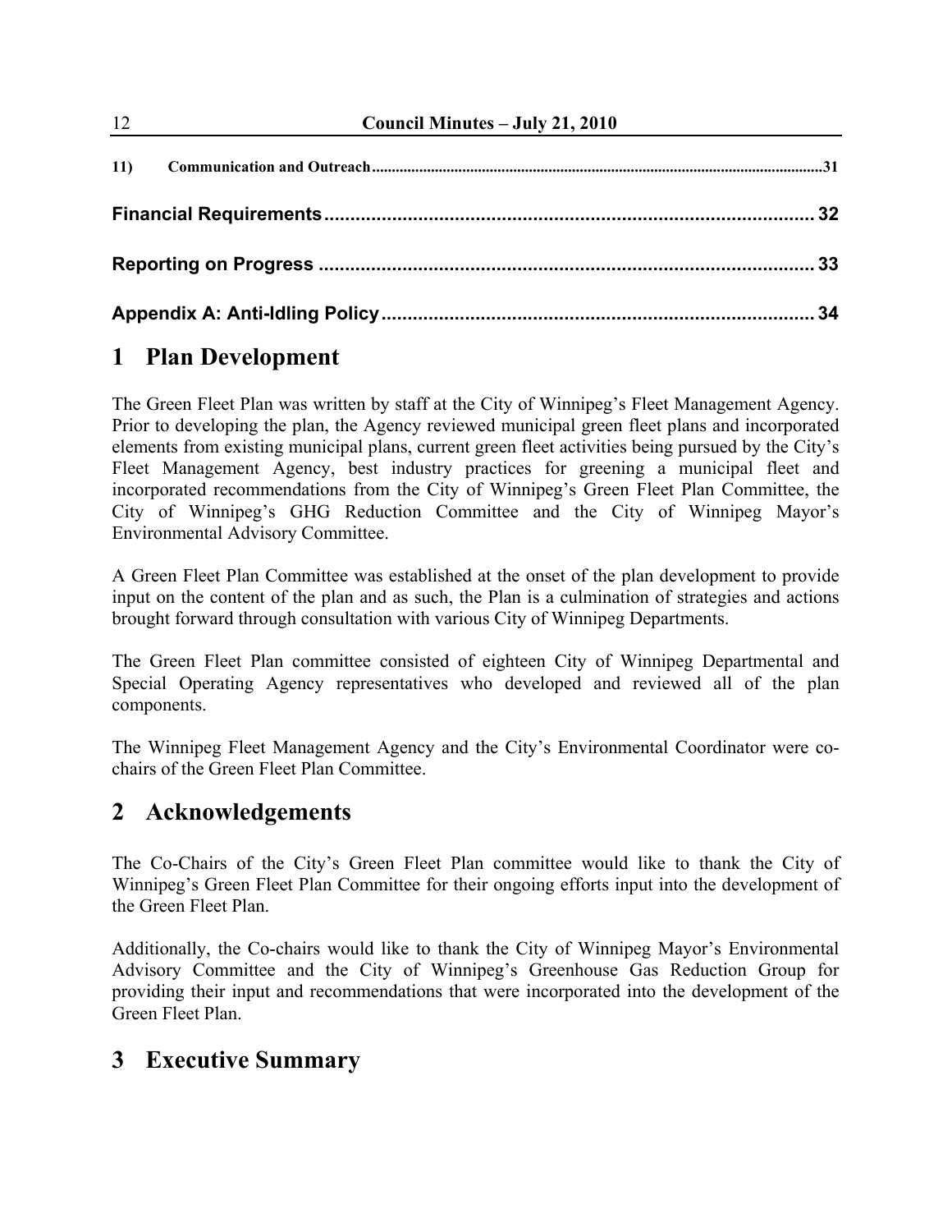11) Communication and Outreach ....................................................................................................................31

**Financial Requirements** .............................................................................................. 32

**Reporting on Progress** .............................................................................................. 33

**Appendix A: Anti-Idling Policy** .................................................................................. 34

# 1 Plan Development

The Green Fleet Plan was written by staff at the City of Winnipeg's Fleet Management Agency. Prior to developing the plan, the Agency reviewed municipal green fleet plans and incorporated elements from existing municipal plans, current green fleet activities being pursued by the City's Fleet Management Agency, best industry practices for greening a municipal fleet and incorporated recommendations from the City of Winnipeg's Green Fleet Plan Committee, the City of Winnipeg's GHG Reduction Committee and the City of Winnipeg Mayor's Environmental Advisory Committee.

A Green Fleet Plan Committee was established at the onset of the plan development to provide input on the content of the plan and as such, the Plan is a culmination of strategies and actions brought forward through consultation with various City of Winnipeg Departments.

The Green Fleet Plan committee consisted of eighteen City of Winnipeg Departmental and Special Operating Agency representatives who developed and reviewed all of the plan components.

The Winnipeg Fleet Management Agency and the City's Environmental Coordinator were co-chairs of the Green Fleet Plan Committee.

# 2 Acknowledgements

The Co-Chairs of the City's Green Fleet Plan committee would like to thank the City of Winnipeg's Green Fleet Plan Committee for their ongoing efforts input into the development of the Green Fleet Plan.

Additionally, the Co-chairs would like to thank the City of Winnipeg Mayor's Environmental Advisory Committee and the City of Winnipeg's Greenhouse Gas Reduction Group for providing their input and recommendations that were incorporated into the development of the Green Fleet Plan.

# 3 Executive Summary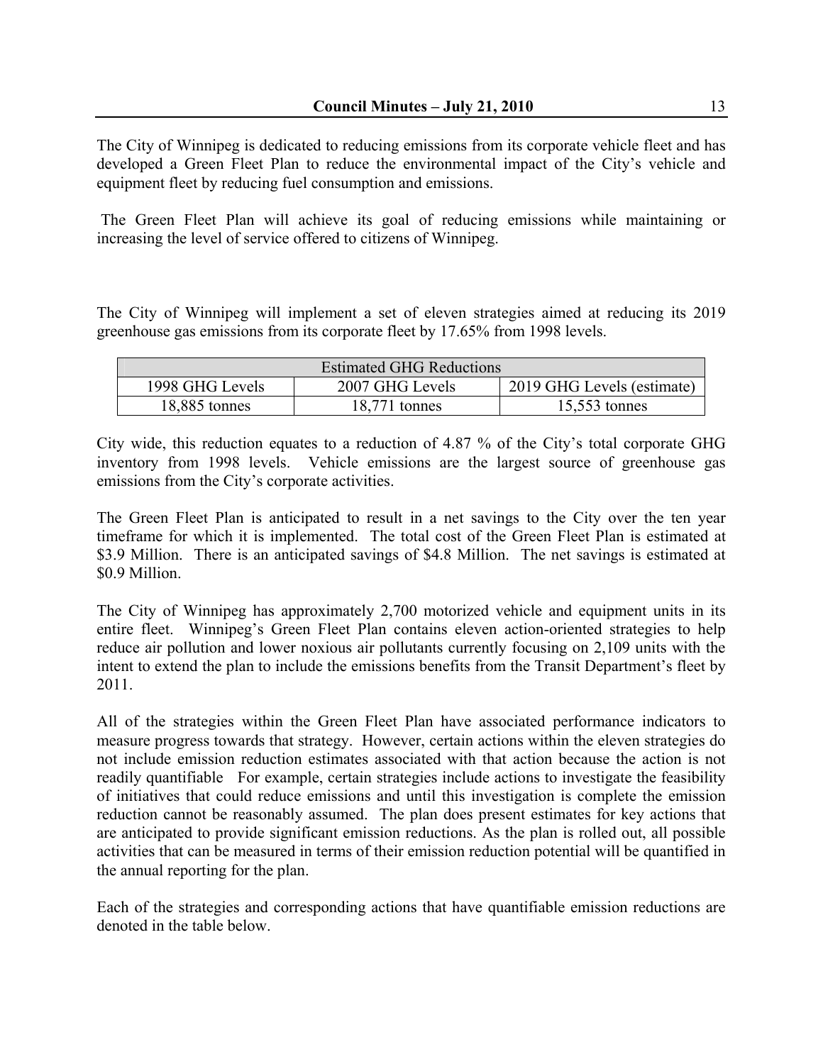The City of Winnipeg is dedicated to reducing emissions from its corporate vehicle fleet and has developed a Green Fleet Plan to reduce the environmental impact of the City's vehicle and equipment fleet by reducing fuel consumption and emissions.

The Green Fleet Plan will achieve its goal of reducing emissions while maintaining or increasing the level of service offered to citizens of Winnipeg.

The City of Winnipeg will implement a set of eleven strategies aimed at reducing its 2019 greenhouse gas emissions from its corporate fleet by 17.65% from 1998 levels.

| Estimated GHG Reductions | | |
|---|---|---|
| 1998 GHG Levels | 2007 GHG Levels | 2019 GHG Levels (estimate) |
| 18,885 tonnes | 18,771 tonnes | 15,553 tonnes |

City wide, this reduction equates to a reduction of 4.87 % of the City's total corporate GHG inventory from 1998 levels. Vehicle emissions are the largest source of greenhouse gas emissions from the City's corporate activities.

The Green Fleet Plan is anticipated to result in a net savings to the City over the ten year timeframe for which it is implemented. The total cost of the Green Fleet Plan is estimated at \$3.9 Million. There is an anticipated savings of \$4.8 Million. The net savings is estimated at \$0.9 Million.

The City of Winnipeg has approximately 2,700 motorized vehicle and equipment units in its entire fleet. Winnipeg's Green Fleet Plan contains eleven action-oriented strategies to help reduce air pollution and lower noxious air pollutants currently focusing on 2,109 units with the intent to extend the plan to include the emissions benefits from the Transit Department's fleet by 2011.

All of the strategies within the Green Fleet Plan have associated performance indicators to measure progress towards that strategy. However, certain actions within the eleven strategies do not include emission reduction estimates associated with that action because the action is not readily quantifiable For example, certain strategies include actions to investigate the feasibility of initiatives that could reduce emissions and until this investigation is complete the emission reduction cannot be reasonably assumed. The plan does present estimates for key actions that are anticipated to provide significant emission reductions. As the plan is rolled out, all possible activities that can be measured in terms of their emission reduction potential will be quantified in the annual reporting for the plan.

Each of the strategies and corresponding actions that have quantifiable emission reductions are denoted in the table below.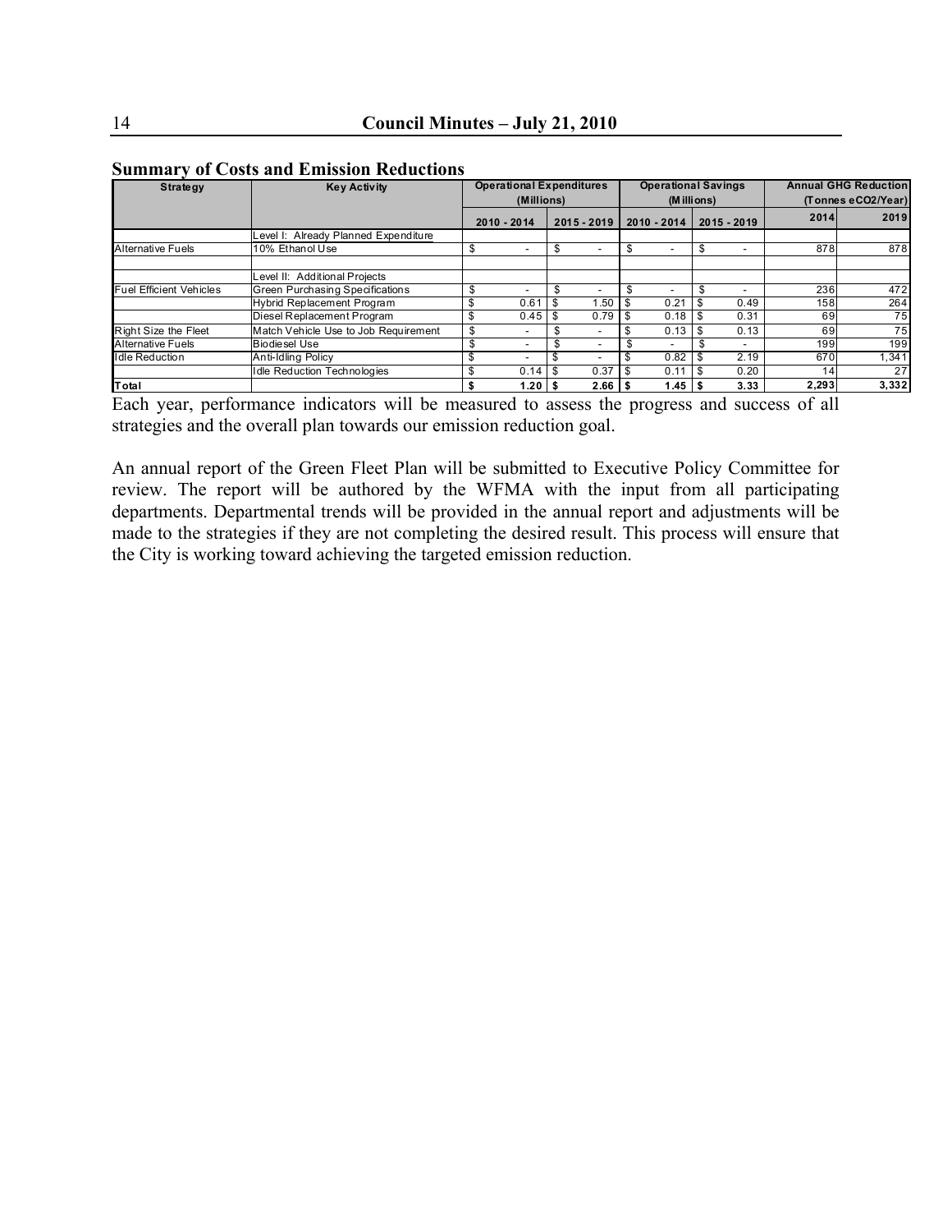**Summary of Costs and Emission Reductions**

| Strategy | Key Activity | Operational Expenditures (Millions) | | Operational Savings (Millions) | | Annual GHG Reduction (Tonnes eCO2/Year) | |
|---|---|---|---|---|---|---|---|
| | | 2010 - 2014 | 2015 - 2019 | 2010 - 2014 | 2015 - 2019 | 2014 | 2019 |
| | Level I: Already Planned Expenditure | | | | | | |
| Alternative Fuels | 10% Ethanol Use | $ - | $ - | $ - | $ - | 878 | 878 |
| | | | | | | | |
| | Level II: Additional Projects | | | | | | |
| Fuel Efficient Vehicles | Green Purchasing Specifications | $ - | $ - | $ - | $ - | 236 | 472 |
| | Hybrid Replacement Program | $ 0.61 | $ 1.50 | $ 0.21 | $ 0.49 | 158 | 264 |
| | Diesel Replacement Program | $ 0.45 | $ 0.79 | $ 0.18 | $ 0.31 | 69 | 75 |
| Right Size the Fleet | Match Vehicle Use to Job Requirement | $ - | $ - | $ 0.13 | $ 0.13 | 69 | 75 |
| Alternative Fuels | Biodiesel Use | $ - | $ - | $ - | $ - | 199 | 199 |
| Idle Reduction | Anti-Idling Policy | $ - | $ - | $ 0.82 | $ 2.19 | 670 | 1,341 |
| | Idle Reduction Technologies | $ 0.14 | $ 0.37 | $ 0.11 | $ 0.20 | 14 | 27 |
| **Total** | | **$ 1.20** | **$ 2.66** | **$ 1.45** | **$ 3.33** | **2,293** | **3,332** |

Each year, performance indicators will be measured to assess the progress and success of all strategies and the overall plan towards our emission reduction goal.

An annual report of the Green Fleet Plan will be submitted to Executive Policy Committee for review. The report will be authored by the WFMA with the input from all participating departments. Departmental trends will be provided in the annual report and adjustments will be made to the strategies if they are not completing the desired result. This process will ensure that the City is working toward achieving the targeted emission reduction.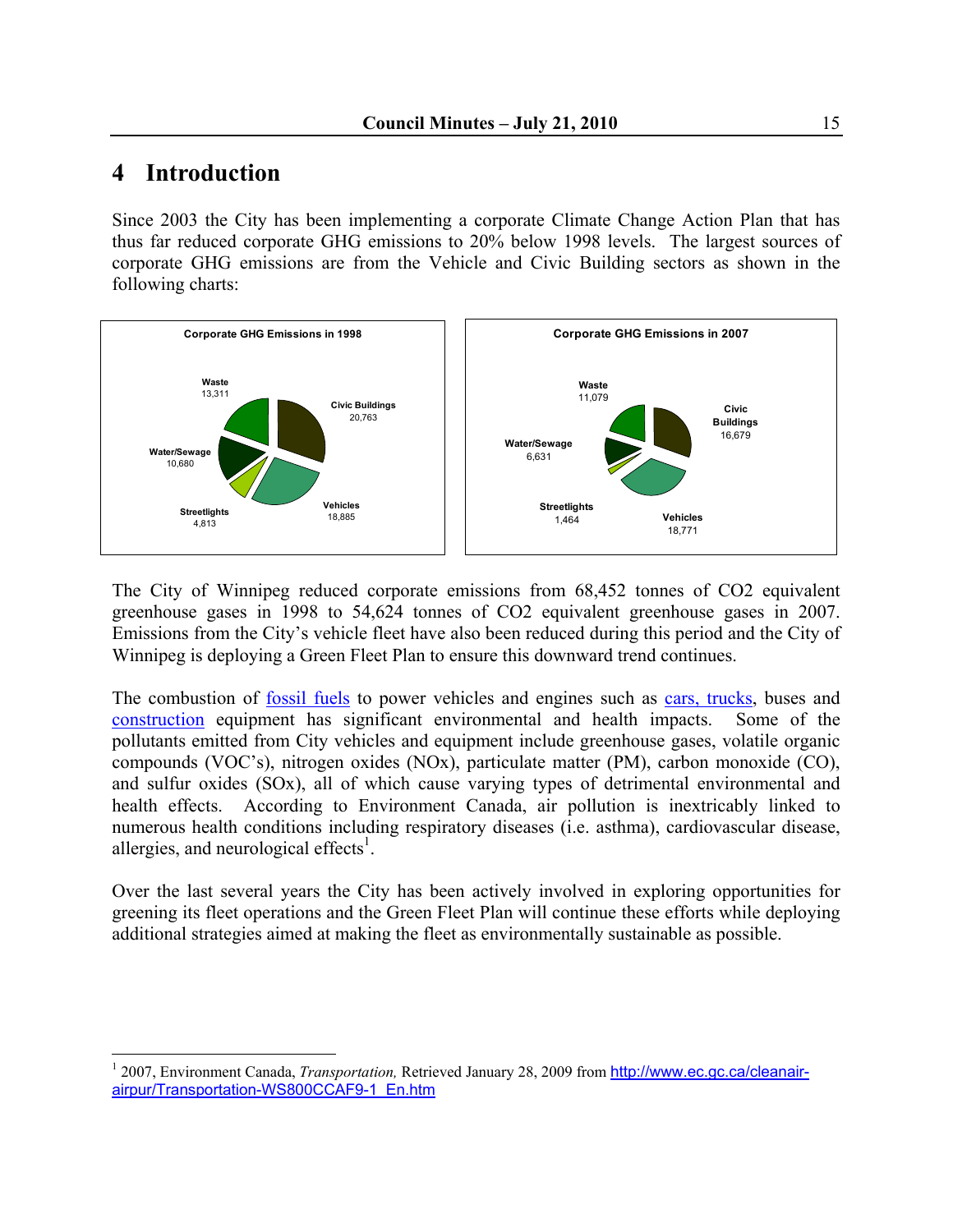# 4 Introduction

Since 2003 the City has been implementing a corporate Climate Change Action Plan that has thus far reduced corporate GHG emissions to 20% below 1998 levels. The largest sources of corporate GHG emissions are from the Vehicle and Civic Building sectors as shown in the following charts:

**Corporate GHG Emissions in 1998**

Waste 13,311; Civic Buildings 20,763; Water/Sewage 10,680; Streetlights 4,813; Vehicles 18,885

**Corporate GHG Emissions in 2007**

Waste 11,079; Civic Buildings 16,679; Water/Sewage 6,631; Streetlights 1,464; Vehicles 18,771

The City of Winnipeg reduced corporate emissions from 68,452 tonnes of CO2 equivalent greenhouse gases in 1998 to 54,624 tonnes of CO2 equivalent greenhouse gases in 2007. Emissions from the City's vehicle fleet have also been reduced during this period and the City of Winnipeg is deploying a Green Fleet Plan to ensure this downward trend continues.

The combustion of fossil fuels to power vehicles and engines such as cars, trucks, buses and construction equipment has significant environmental and health impacts. Some of the pollutants emitted from City vehicles and equipment include greenhouse gases, volatile organic compounds (VOC's), nitrogen oxides (NOx), particulate matter (PM), carbon monoxide (CO), and sulfur oxides (SOx), all of which cause varying types of detrimental environmental and health effects. According to Environment Canada, air pollution is inextricably linked to numerous health conditions including respiratory diseases (i.e. asthma), cardiovascular disease, allergies, and neurological effects[1].

Over the last several years the City has been actively involved in exploring opportunities for greening its fleet operations and the Green Fleet Plan will continue these efforts while deploying additional strategies aimed at making the fleet as environmentally sustainable as possible.

---

[1] 2007, Environment Canada, *Transportation,* Retrieved January 28, 2009 from http://www.ec.gc.ca/cleanair-airpur/Transportation-WS800CCAF9-1_En.htm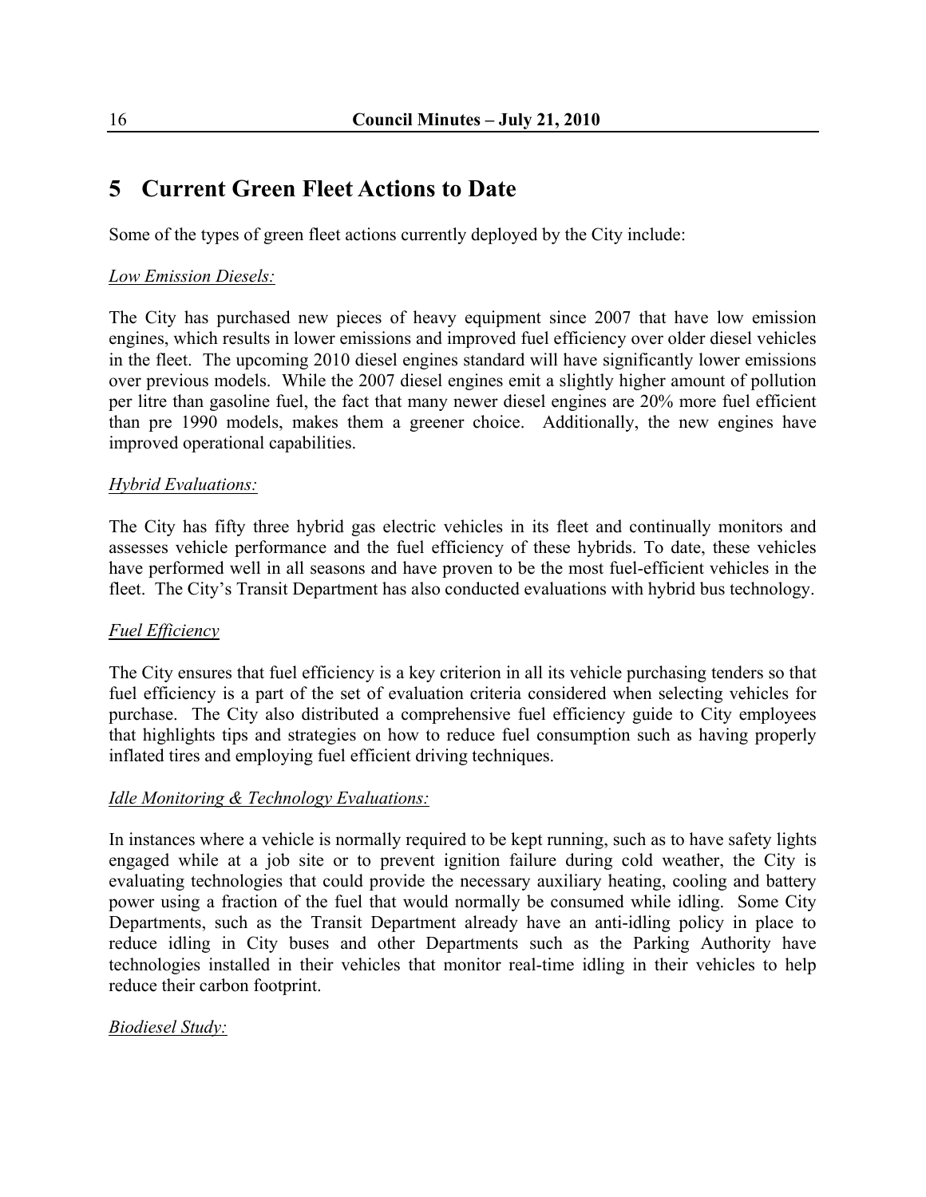# 5 Current Green Fleet Actions to Date

Some of the types of green fleet actions currently deployed by the City include:

*Low Emission Diesels:*

The City has purchased new pieces of heavy equipment since 2007 that have low emission engines, which results in lower emissions and improved fuel efficiency over older diesel vehicles in the fleet. The upcoming 2010 diesel engines standard will have significantly lower emissions over previous models. While the 2007 diesel engines emit a slightly higher amount of pollution per litre than gasoline fuel, the fact that many newer diesel engines are 20% more fuel efficient than pre 1990 models, makes them a greener choice. Additionally, the new engines have improved operational capabilities.

*Hybrid Evaluations:*

The City has fifty three hybrid gas electric vehicles in its fleet and continually monitors and assesses vehicle performance and the fuel efficiency of these hybrids. To date, these vehicles have performed well in all seasons and have proven to be the most fuel-efficient vehicles in the fleet. The City's Transit Department has also conducted evaluations with hybrid bus technology.

*Fuel Efficiency*

The City ensures that fuel efficiency is a key criterion in all its vehicle purchasing tenders so that fuel efficiency is a part of the set of evaluation criteria considered when selecting vehicles for purchase. The City also distributed a comprehensive fuel efficiency guide to City employees that highlights tips and strategies on how to reduce fuel consumption such as having properly inflated tires and employing fuel efficient driving techniques.

*Idle Monitoring & Technology Evaluations:*

In instances where a vehicle is normally required to be kept running, such as to have safety lights engaged while at a job site or to prevent ignition failure during cold weather, the City is evaluating technologies that could provide the necessary auxiliary heating, cooling and battery power using a fraction of the fuel that would normally be consumed while idling. Some City Departments, such as the Transit Department already have an anti-idling policy in place to reduce idling in City buses and other Departments such as the Parking Authority have technologies installed in their vehicles that monitor real-time idling in their vehicles to help reduce their carbon footprint.

*Biodiesel Study:*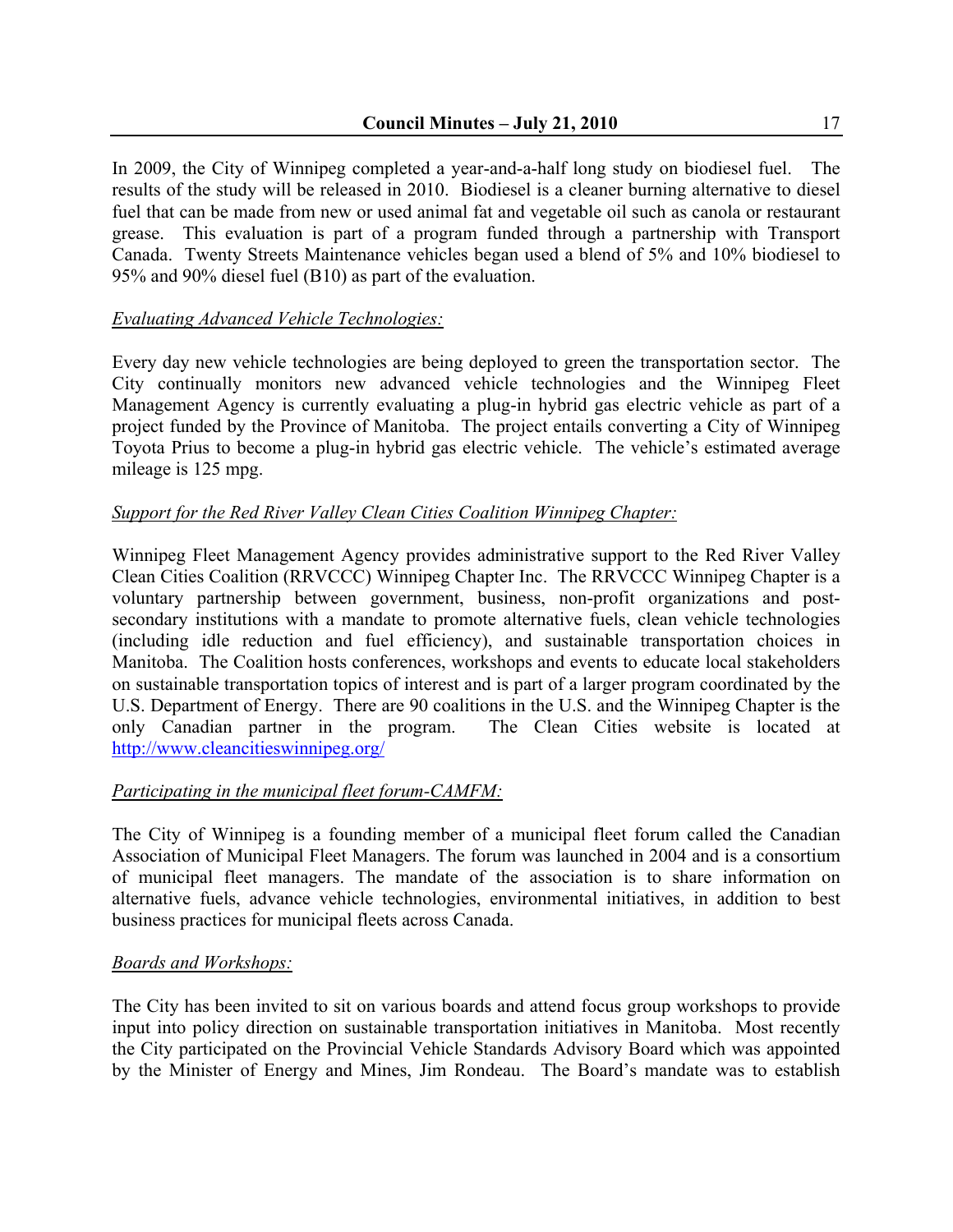In 2009, the City of Winnipeg completed a year-and-a-half long study on biodiesel fuel. The results of the study will be released in 2010. Biodiesel is a cleaner burning alternative to diesel fuel that can be made from new or used animal fat and vegetable oil such as canola or restaurant grease. This evaluation is part of a program funded through a partnership with Transport Canada. Twenty Streets Maintenance vehicles began used a blend of 5% and 10% biodiesel to 95% and 90% diesel fuel (B10) as part of the evaluation.

*Evaluating Advanced Vehicle Technologies:*

Every day new vehicle technologies are being deployed to green the transportation sector. The City continually monitors new advanced vehicle technologies and the Winnipeg Fleet Management Agency is currently evaluating a plug-in hybrid gas electric vehicle as part of a project funded by the Province of Manitoba. The project entails converting a City of Winnipeg Toyota Prius to become a plug-in hybrid gas electric vehicle. The vehicle's estimated average mileage is 125 mpg.

*Support for the Red River Valley Clean Cities Coalition Winnipeg Chapter:*

Winnipeg Fleet Management Agency provides administrative support to the Red River Valley Clean Cities Coalition (RRVCCC) Winnipeg Chapter Inc. The RRVCCC Winnipeg Chapter is a voluntary partnership between government, business, non-profit organizations and post-secondary institutions with a mandate to promote alternative fuels, clean vehicle technologies (including idle reduction and fuel efficiency), and sustainable transportation choices in Manitoba. The Coalition hosts conferences, workshops and events to educate local stakeholders on sustainable transportation topics of interest and is part of a larger program coordinated by the U.S. Department of Energy. There are 90 coalitions in the U.S. and the Winnipeg Chapter is the only Canadian partner in the program. The Clean Cities website is located at http://www.cleancitieswinnipeg.org/

*Participating in the municipal fleet forum-CAMFM:*

The City of Winnipeg is a founding member of a municipal fleet forum called the Canadian Association of Municipal Fleet Managers. The forum was launched in 2004 and is a consortium of municipal fleet managers. The mandate of the association is to share information on alternative fuels, advance vehicle technologies, environmental initiatives, in addition to best business practices for municipal fleets across Canada.

*Boards and Workshops:*

The City has been invited to sit on various boards and attend focus group workshops to provide input into policy direction on sustainable transportation initiatives in Manitoba. Most recently the City participated on the Provincial Vehicle Standards Advisory Board which was appointed by the Minister of Energy and Mines, Jim Rondeau. The Board's mandate was to establish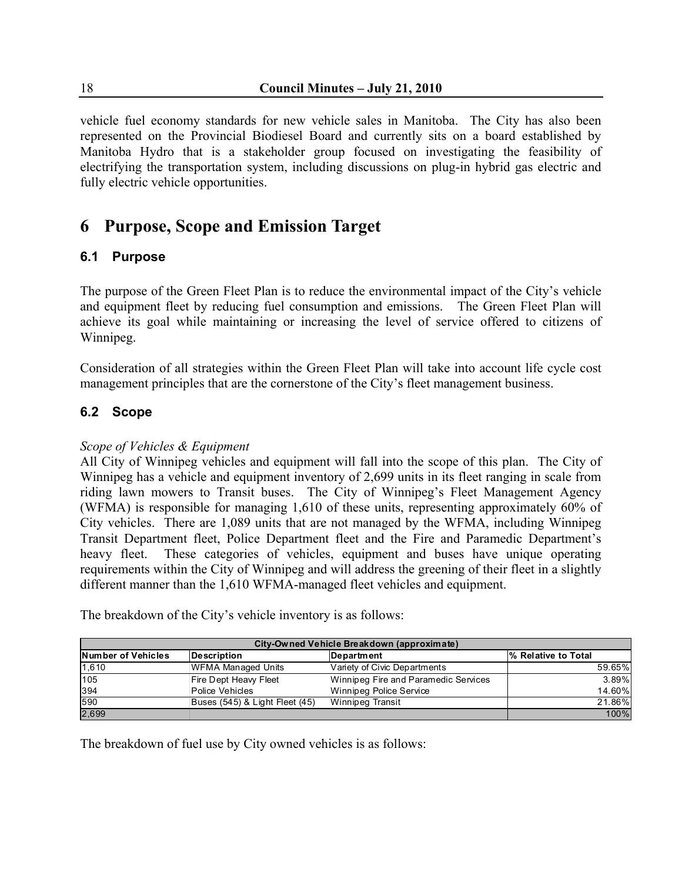vehicle fuel economy standards for new vehicle sales in Manitoba. The City has also been represented on the Provincial Biodiesel Board and currently sits on a board established by Manitoba Hydro that is a stakeholder group focused on investigating the feasibility of electrifying the transportation system, including discussions on plug-in hybrid gas electric and fully electric vehicle opportunities.

# 6 Purpose, Scope and Emission Target

## 6.1 Purpose

The purpose of the Green Fleet Plan is to reduce the environmental impact of the City's vehicle and equipment fleet by reducing fuel consumption and emissions. The Green Fleet Plan will achieve its goal while maintaining or increasing the level of service offered to citizens of Winnipeg.

Consideration of all strategies within the Green Fleet Plan will take into account life cycle cost management principles that are the cornerstone of the City's fleet management business.

## 6.2 Scope

*Scope of Vehicles & Equipment*

All City of Winnipeg vehicles and equipment will fall into the scope of this plan. The City of Winnipeg has a vehicle and equipment inventory of 2,699 units in its fleet ranging in scale from riding lawn mowers to Transit buses. The City of Winnipeg's Fleet Management Agency (WFMA) is responsible for managing 1,610 of these units, representing approximately 60% of City vehicles. There are 1,089 units that are not managed by the WFMA, including Winnipeg Transit Department fleet, Police Department fleet and the Fire and Paramedic Department's heavy fleet. These categories of vehicles, equipment and buses have unique operating requirements within the City of Winnipeg and will address the greening of their fleet in a slightly different manner than the 1,610 WFMA-managed fleet vehicles and equipment.

The breakdown of the City's vehicle inventory is as follows:

| City-Owned Vehicle Breakdown (approximate) | | | |
|---|---|---|---|
| **Number of Vehicles** | **Description** | **Department** | **% Relative to Total** |
| 1,610 | WFMA Managed Units | Variety of Civic Departments | 59.65% |
| 105 | Fire Dept Heavy Fleet | Winnipeg Fire and Paramedic Services | 3.89% |
| 394 | Police Vehicles | Winnipeg Police Service | 14.60% |
| 590 | Buses (545) & Light Fleet (45) | Winnipeg Transit | 21.86% |
| 2,699 | | | 100% |

The breakdown of fuel use by City owned vehicles is as follows: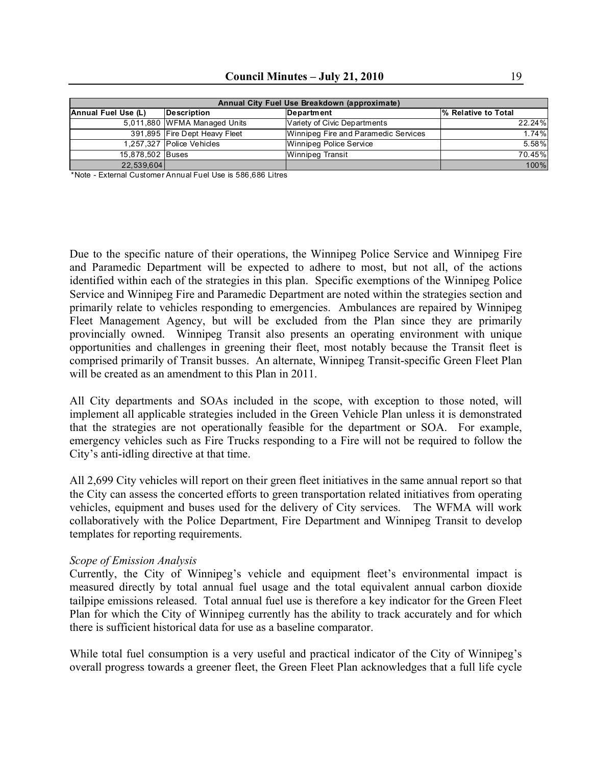| Annual City Fuel Use Breakdown (approximate) | | | |
|---|---|---|---|
| **Annual Fuel Use (L)** | **Description** | **Department** | **% Relative to Total** |
| 5,011,880 | WFMA Managed Units | Variety of Civic Departments | 22.24% |
| 391,895 | Fire Dept Heavy Fleet | Winnipeg Fire and Paramedic Services | 1.74% |
| 1,257,327 | Police Vehicles | Winnipeg Police Service | 5.58% |
| 15,878,502 | Buses | Winnipeg Transit | 70.45% |
| 22,539,604 | | | 100% |

*Note - External Customer Annual Fuel Use is 586,686 Litres

Due to the specific nature of their operations, the Winnipeg Police Service and Winnipeg Fire and Paramedic Department will be expected to adhere to most, but not all, of the actions identified within each of the strategies in this plan. Specific exemptions of the Winnipeg Police Service and Winnipeg Fire and Paramedic Department are noted within the strategies section and primarily relate to vehicles responding to emergencies. Ambulances are repaired by Winnipeg Fleet Management Agency, but will be excluded from the Plan since they are primarily provincially owned. Winnipeg Transit also presents an operating environment with unique opportunities and challenges in greening their fleet, most notably because the Transit fleet is comprised primarily of Transit busses. An alternate, Winnipeg Transit-specific Green Fleet Plan will be created as an amendment to this Plan in 2011.

All City departments and SOAs included in the scope, with exception to those noted, will implement all applicable strategies included in the Green Vehicle Plan unless it is demonstrated that the strategies are not operationally feasible for the department or SOA. For example, emergency vehicles such as Fire Trucks responding to a Fire will not be required to follow the City's anti-idling directive at that time.

All 2,699 City vehicles will report on their green fleet initiatives in the same annual report so that the City can assess the concerted efforts to green transportation related initiatives from operating vehicles, equipment and buses used for the delivery of City services. The WFMA will work collaboratively with the Police Department, Fire Department and Winnipeg Transit to develop templates for reporting requirements.

*Scope of Emission Analysis*

Currently, the City of Winnipeg's vehicle and equipment fleet's environmental impact is measured directly by total annual fuel usage and the total equivalent annual carbon dioxide tailpipe emissions released. Total annual fuel use is therefore a key indicator for the Green Fleet Plan for which the City of Winnipeg currently has the ability to track accurately and for which there is sufficient historical data for use as a baseline comparator.

While total fuel consumption is a very useful and practical indicator of the City of Winnipeg's overall progress towards a greener fleet, the Green Fleet Plan acknowledges that a full life cycle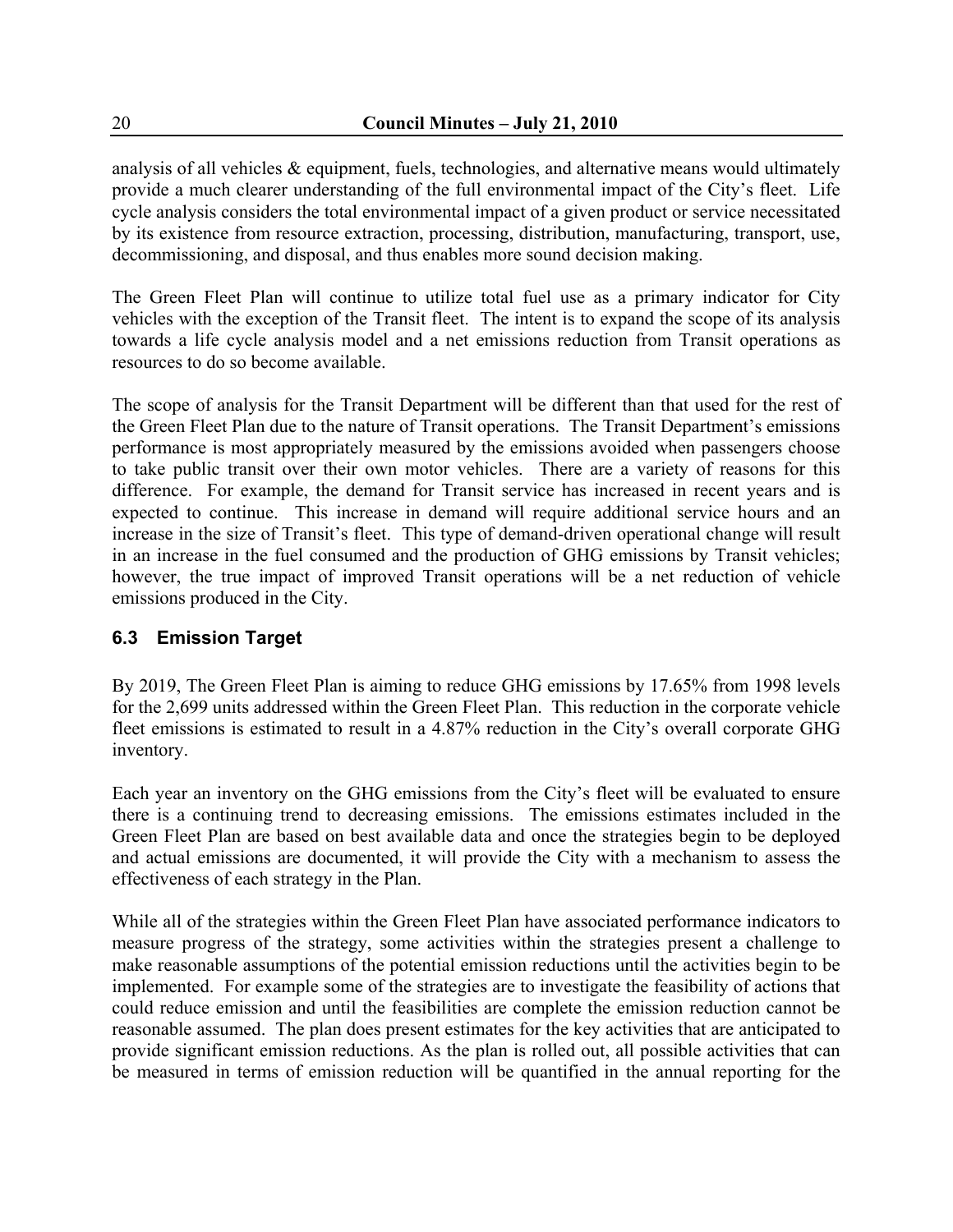analysis of all vehicles & equipment, fuels, technologies, and alternative means would ultimately provide a much clearer understanding of the full environmental impact of the City's fleet. Life cycle analysis considers the total environmental impact of a given product or service necessitated by its existence from resource extraction, processing, distribution, manufacturing, transport, use, decommissioning, and disposal, and thus enables more sound decision making.

The Green Fleet Plan will continue to utilize total fuel use as a primary indicator for City vehicles with the exception of the Transit fleet. The intent is to expand the scope of its analysis towards a life cycle analysis model and a net emissions reduction from Transit operations as resources to do so become available.

The scope of analysis for the Transit Department will be different than that used for the rest of the Green Fleet Plan due to the nature of Transit operations. The Transit Department's emissions performance is most appropriately measured by the emissions avoided when passengers choose to take public transit over their own motor vehicles. There are a variety of reasons for this difference. For example, the demand for Transit service has increased in recent years and is expected to continue. This increase in demand will require additional service hours and an increase in the size of Transit's fleet. This type of demand-driven operational change will result in an increase in the fuel consumed and the production of GHG emissions by Transit vehicles; however, the true impact of improved Transit operations will be a net reduction of vehicle emissions produced in the City.

### 6.3 Emission Target

By 2019, The Green Fleet Plan is aiming to reduce GHG emissions by 17.65% from 1998 levels for the 2,699 units addressed within the Green Fleet Plan. This reduction in the corporate vehicle fleet emissions is estimated to result in a 4.87% reduction in the City's overall corporate GHG inventory.

Each year an inventory on the GHG emissions from the City's fleet will be evaluated to ensure there is a continuing trend to decreasing emissions. The emissions estimates included in the Green Fleet Plan are based on best available data and once the strategies begin to be deployed and actual emissions are documented, it will provide the City with a mechanism to assess the effectiveness of each strategy in the Plan.

While all of the strategies within the Green Fleet Plan have associated performance indicators to measure progress of the strategy, some activities within the strategies present a challenge to make reasonable assumptions of the potential emission reductions until the activities begin to be implemented. For example some of the strategies are to investigate the feasibility of actions that could reduce emission and until the feasibilities are complete the emission reduction cannot be reasonable assumed. The plan does present estimates for the key activities that are anticipated to provide significant emission reductions. As the plan is rolled out, all possible activities that can be measured in terms of emission reduction will be quantified in the annual reporting for the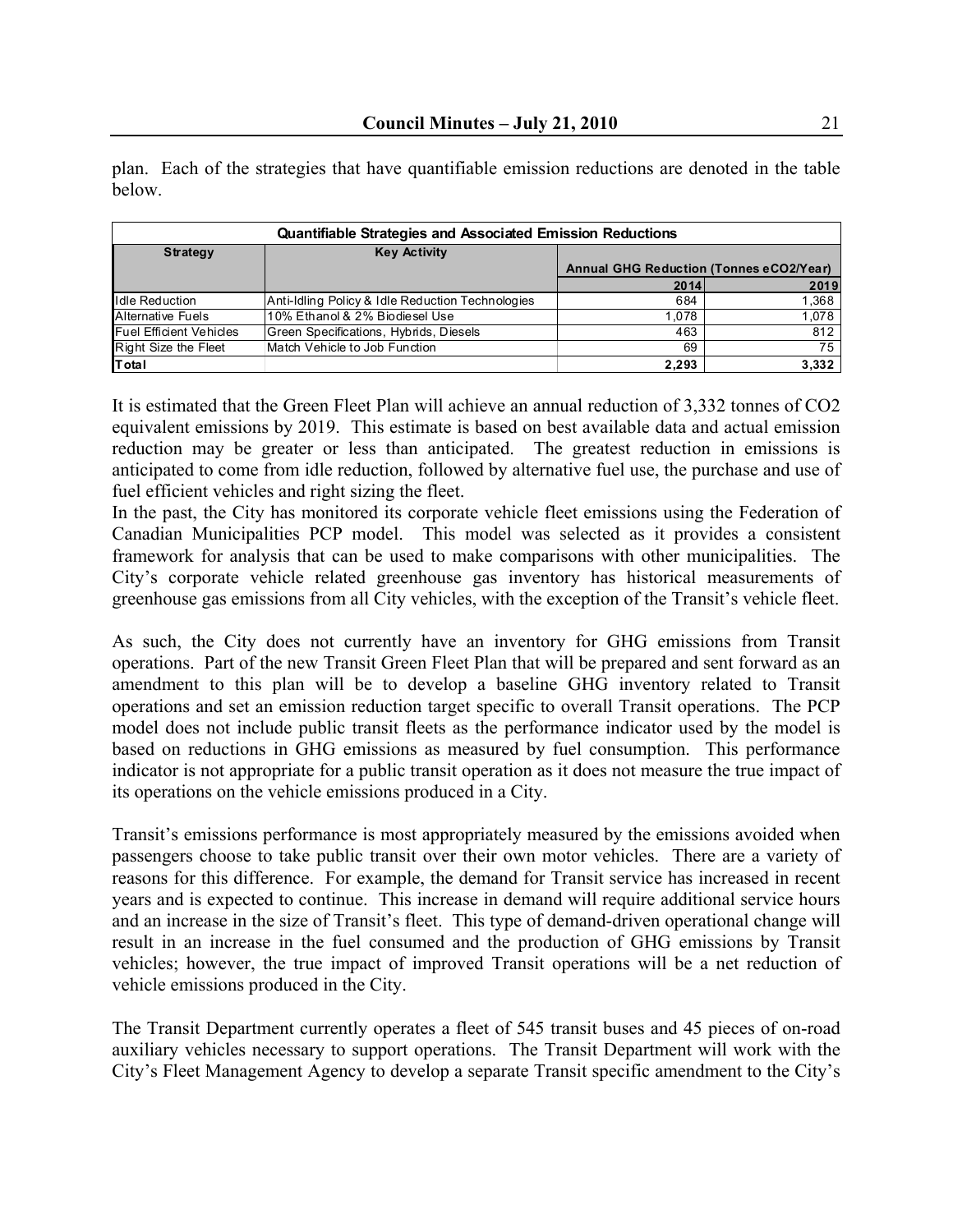plan. Each of the strategies that have quantifiable emission reductions are denoted in the table below.

| Quantifiable Strategies and Associated Emission Reductions | | | |
|---|---|---|---|
| **Strategy** | **Key Activity** | **Annual GHG Reduction (Tonnes eCO2/Year)** | |
| | | **2014** | **2019** |
| Idle Reduction | Anti-Idling Policy & Idle Reduction Technologies | 684 | 1,368 |
| Alternative Fuels | 10% Ethanol & 2% Biodiesel Use | 1,078 | 1,078 |
| Fuel Efficient Vehicles | Green Specifications, Hybrids, Diesels | 463 | 812 |
| Right Size the Fleet | Match Vehicle to Job Function | 69 | 75 |
| **Total** | | **2,293** | **3,332** |

It is estimated that the Green Fleet Plan will achieve an annual reduction of 3,332 tonnes of $CO_2$ equivalent emissions by 2019. This estimate is based on best available data and actual emission reduction may be greater or less than anticipated. The greatest reduction in emissions is anticipated to come from idle reduction, followed by alternative fuel use, the purchase and use of fuel efficient vehicles and right sizing the fleet.

In the past, the City has monitored its corporate vehicle fleet emissions using the Federation of Canadian Municipalities PCP model. This model was selected as it provides a consistent framework for analysis that can be used to make comparisons with other municipalities. The City's corporate vehicle related greenhouse gas inventory has historical measurements of greenhouse gas emissions from all City vehicles, with the exception of the Transit's vehicle fleet.

As such, the City does not currently have an inventory for GHG emissions from Transit operations. Part of the new Transit Green Fleet Plan that will be prepared and sent forward as an amendment to this plan will be to develop a baseline GHG inventory related to Transit operations and set an emission reduction target specific to overall Transit operations. The PCP model does not include public transit fleets as the performance indicator used by the model is based on reductions in GHG emissions as measured by fuel consumption. This performance indicator is not appropriate for a public transit operation as it does not measure the true impact of its operations on the vehicle emissions produced in a City.

Transit's emissions performance is most appropriately measured by the emissions avoided when passengers choose to take public transit over their own motor vehicles. There are a variety of reasons for this difference. For example, the demand for Transit service has increased in recent years and is expected to continue. This increase in demand will require additional service hours and an increase in the size of Transit's fleet. This type of demand-driven operational change will result in an increase in the fuel consumed and the production of GHG emissions by Transit vehicles; however, the true impact of improved Transit operations will be a net reduction of vehicle emissions produced in the City.

The Transit Department currently operates a fleet of 545 transit buses and 45 pieces of on-road auxiliary vehicles necessary to support operations. The Transit Department will work with the City's Fleet Management Agency to develop a separate Transit specific amendment to the City's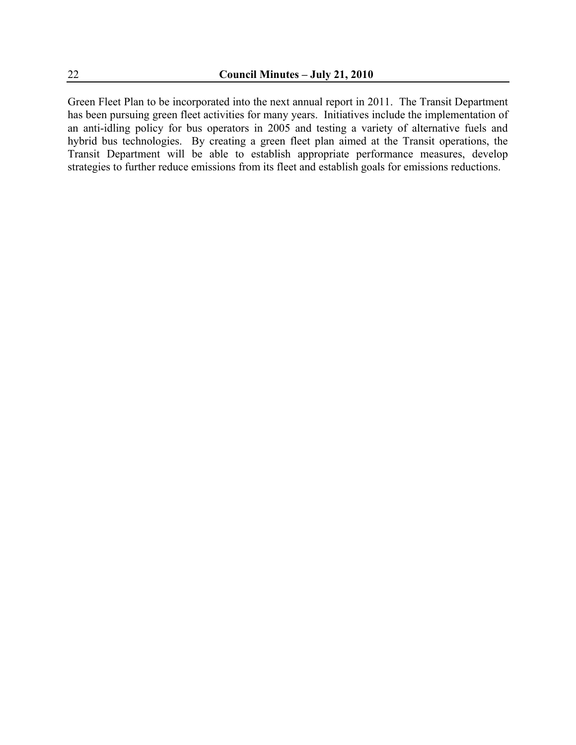Green Fleet Plan to be incorporated into the next annual report in 2011. The Transit Department has been pursuing green fleet activities for many years. Initiatives include the implementation of an anti-idling policy for bus operators in 2005 and testing a variety of alternative fuels and hybrid bus technologies. By creating a green fleet plan aimed at the Transit operations, the Transit Department will be able to establish appropriate performance measures, develop strategies to further reduce emissions from its fleet and establish goals for emissions reductions.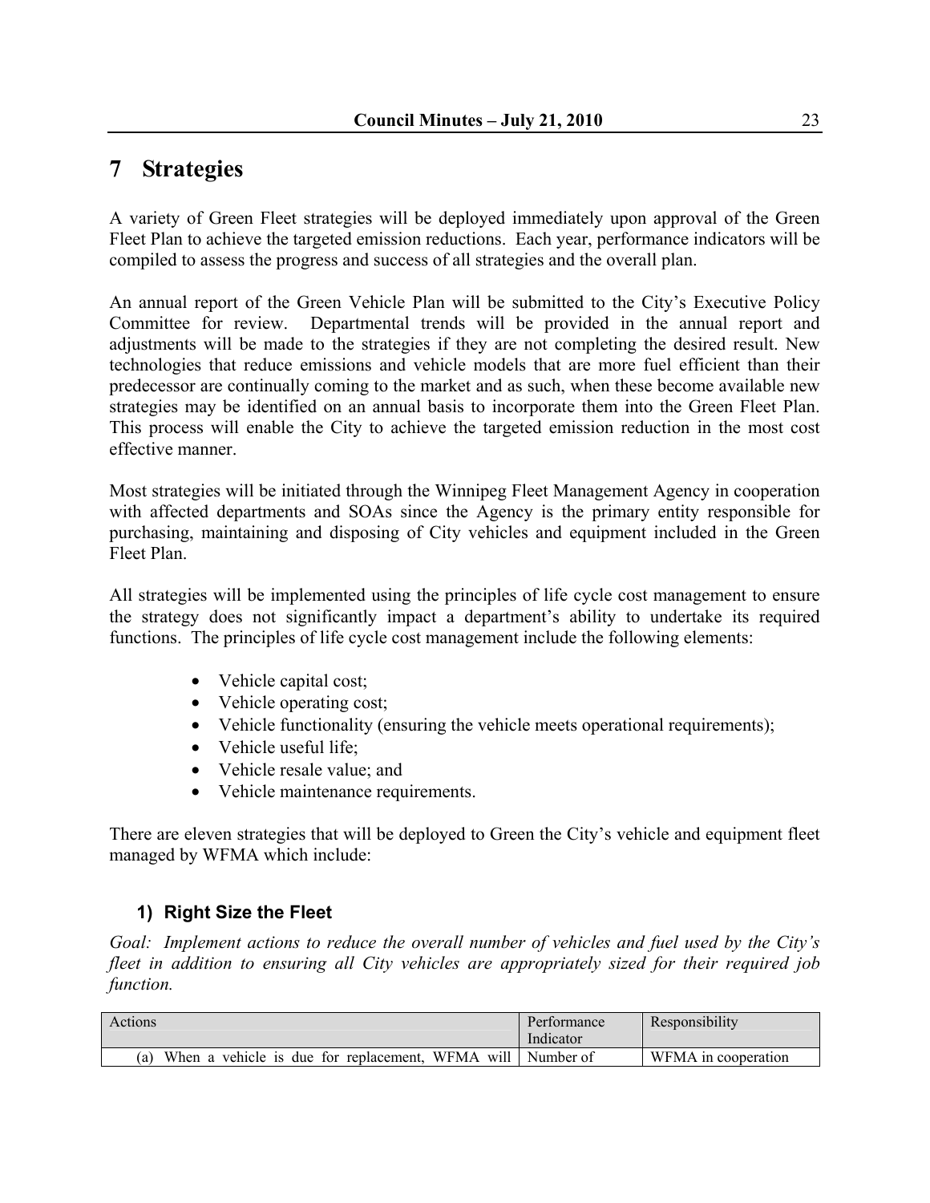# 7 Strategies

A variety of Green Fleet strategies will be deployed immediately upon approval of the Green Fleet Plan to achieve the targeted emission reductions. Each year, performance indicators will be compiled to assess the progress and success of all strategies and the overall plan.

An annual report of the Green Vehicle Plan will be submitted to the City's Executive Policy Committee for review. Departmental trends will be provided in the annual report and adjustments will be made to the strategies if they are not completing the desired result. New technologies that reduce emissions and vehicle models that are more fuel efficient than their predecessor are continually coming to the market and as such, when these become available new strategies may be identified on an annual basis to incorporate them into the Green Fleet Plan. This process will enable the City to achieve the targeted emission reduction in the most cost effective manner.

Most strategies will be initiated through the Winnipeg Fleet Management Agency in cooperation with affected departments and SOAs since the Agency is the primary entity responsible for purchasing, maintaining and disposing of City vehicles and equipment included in the Green Fleet Plan.

All strategies will be implemented using the principles of life cycle cost management to ensure the strategy does not significantly impact a department's ability to undertake its required functions. The principles of life cycle cost management include the following elements:

- Vehicle capital cost;
- Vehicle operating cost;
- Vehicle functionality (ensuring the vehicle meets operational requirements);
- Vehicle useful life;
- Vehicle resale value; and
- Vehicle maintenance requirements.

There are eleven strategies that will be deployed to Green the City's vehicle and equipment fleet managed by WFMA which include:

### 1) Right Size the Fleet

*Goal: Implement actions to reduce the overall number of vehicles and fuel used by the City's fleet in addition to ensuring all City vehicles are appropriately sized for their required job function.*

| Actions | Performance Indicator | Responsibility |
|---|---|---|
| (a) When a vehicle is due for replacement, WFMA will | Number of | WFMA in cooperation |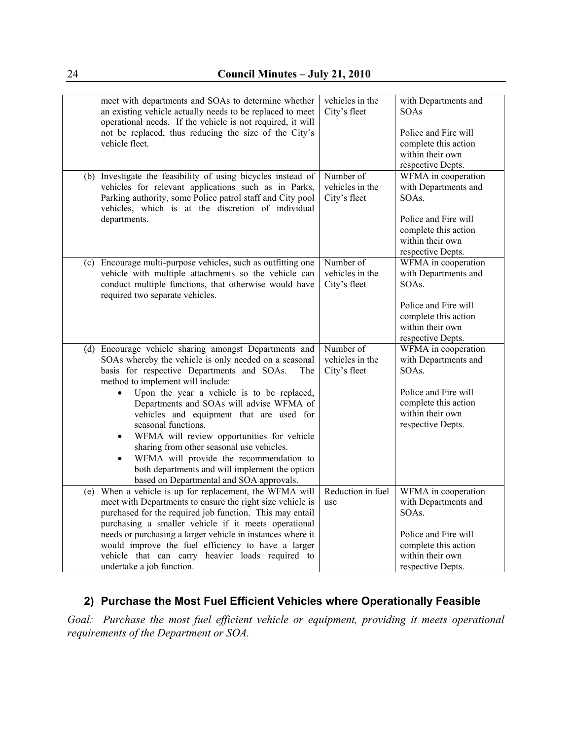| | | |
|---|---|---|
| meet with departments and SOAs to determine whether an existing vehicle actually needs to be replaced to meet operational needs. If the vehicle is not required, it will not be replaced, thus reducing the size of the City's vehicle fleet. | vehicles in the City's fleet | with Departments and SOAs<br><br>Police and Fire will complete this action within their own respective Depts. |
| (b) Investigate the feasibility of using bicycles instead of vehicles for relevant applications such as in Parks, Parking authority, some Police patrol staff and City pool vehicles, which is at the discretion of individual departments. | Number of vehicles in the City's fleet | WFMA in cooperation with Departments and SOAs.<br><br>Police and Fire will complete this action within their own respective Depts. |
| (c) Encourage multi-purpose vehicles, such as outfitting one vehicle with multiple attachments so the vehicle can conduct multiple functions, that otherwise would have required two separate vehicles. | Number of vehicles in the City's fleet | WFMA in cooperation with Departments and SOAs.<br><br>Police and Fire will complete this action within their own respective Depts. |
| (d) Encourage vehicle sharing amongst Departments and SOAs whereby the vehicle is only needed on a seasonal basis for respective Departments and SOAs. The method to implement will include:<br>• Upon the year a vehicle is to be replaced, Departments and SOAs will advise WFMA of vehicles and equipment that are used for seasonal functions.<br>• WFMA will review opportunities for vehicle sharing from other seasonal use vehicles.<br>• WFMA will provide the recommendation to both departments and will implement the option based on Departmental and SOA approvals. | Number of vehicles in the City's fleet | WFMA in cooperation with Departments and SOAs.<br><br>Police and Fire will complete this action within their own respective Depts. |
| (e) When a vehicle is up for replacement, the WFMA will meet with Departments to ensure the right size vehicle is purchased for the required job function. This may entail purchasing a smaller vehicle if it meets operational needs or purchasing a larger vehicle in instances where it would improve the fuel efficiency to have a larger vehicle that can carry heavier loads required to undertake a job function. | Reduction in fuel use | WFMA in cooperation with Departments and SOAs.<br><br>Police and Fire will complete this action within their own respective Depts. |

## 2) Purchase the Most Fuel Efficient Vehicles where Operationally Feasible

*Goal: Purchase the most fuel efficient vehicle or equipment, providing it meets operational requirements of the Department or SOA.*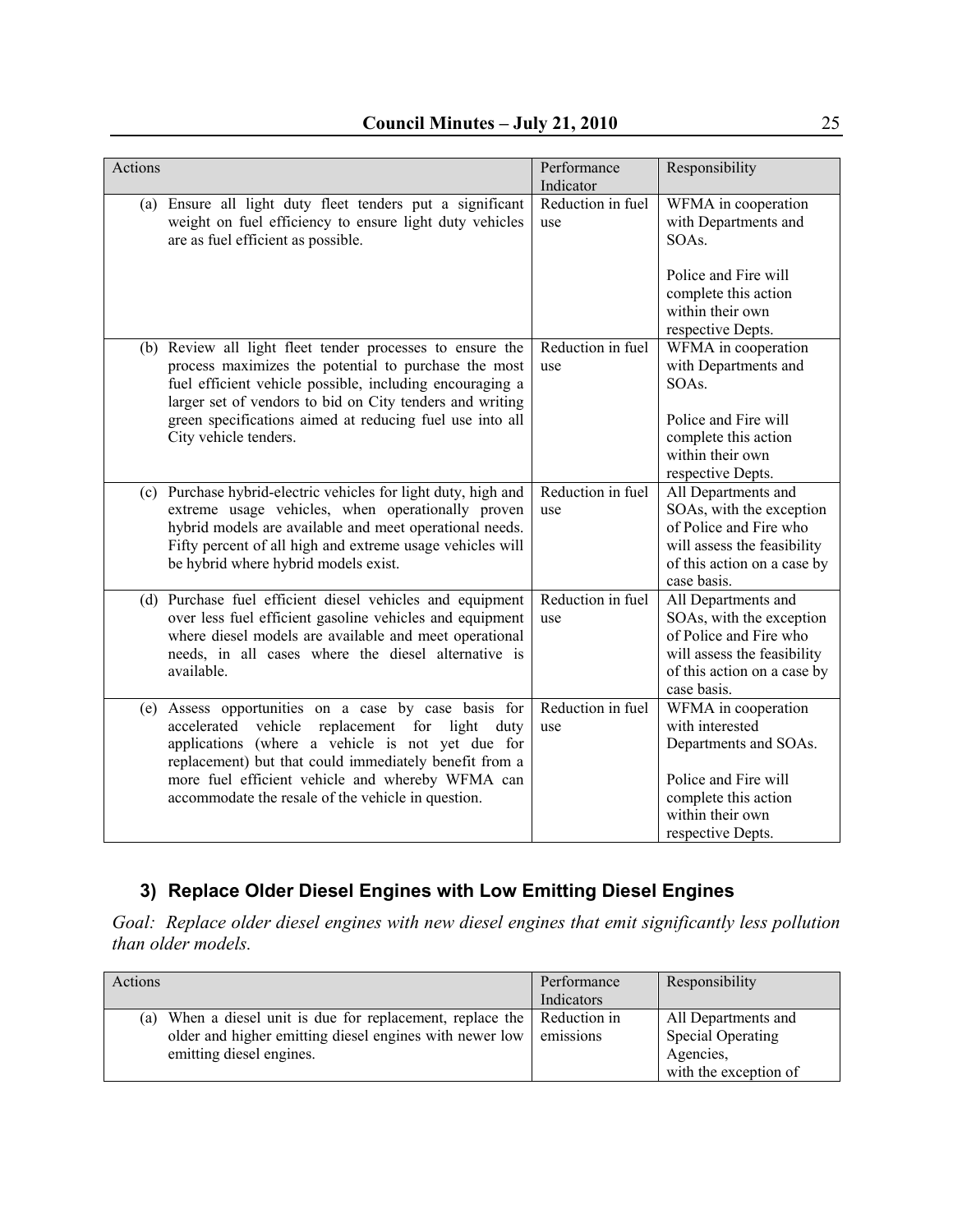| Actions | Performance Indicator | Responsibility |
|---|---|---|
| (a) Ensure all light duty fleet tenders put a significant weight on fuel efficiency to ensure light duty vehicles are as fuel efficient as possible. | Reduction in fuel use | WFMA in cooperation with Departments and SOAs.<br><br>Police and Fire will complete this action within their own respective Depts. |
| (b) Review all light fleet tender processes to ensure the process maximizes the potential to purchase the most fuel efficient vehicle possible, including encouraging a larger set of vendors to bid on City tenders and writing green specifications aimed at reducing fuel use into all City vehicle tenders. | Reduction in fuel use | WFMA in cooperation with Departments and SOAs.<br><br>Police and Fire will complete this action within their own respective Depts. |
| (c) Purchase hybrid-electric vehicles for light duty, high and extreme usage vehicles, when operationally proven hybrid models are available and meet operational needs. Fifty percent of all high and extreme usage vehicles will be hybrid where hybrid models exist. | Reduction in fuel use | All Departments and SOAs, with the exception of Police and Fire who will assess the feasibility of this action on a case by case basis. |
| (d) Purchase fuel efficient diesel vehicles and equipment over less fuel efficient gasoline vehicles and equipment where diesel models are available and meet operational needs, in all cases where the diesel alternative is available. | Reduction in fuel use | All Departments and SOAs, with the exception of Police and Fire who will assess the feasibility of this action on a case by case basis. |
| (e) Assess opportunities on a case by case basis for accelerated vehicle replacement for light duty applications (where a vehicle is not yet due for replacement) but that could immediately benefit from a more fuel efficient vehicle and whereby WFMA can accommodate the resale of the vehicle in question. | Reduction in fuel use | WFMA in cooperation with interested Departments and SOAs.<br><br>Police and Fire will complete this action within their own respective Depts. |

### 3) Replace Older Diesel Engines with Low Emitting Diesel Engines

*Goal: Replace older diesel engines with new diesel engines that emit significantly less pollution than older models.*

| Actions | Performance Indicators | Responsibility |
|---|---|---|
| (a) When a diesel unit is due for replacement, replace the older and higher emitting diesel engines with newer low emitting diesel engines. | Reduction in emissions | All Departments and Special Operating Agencies, with the exception of |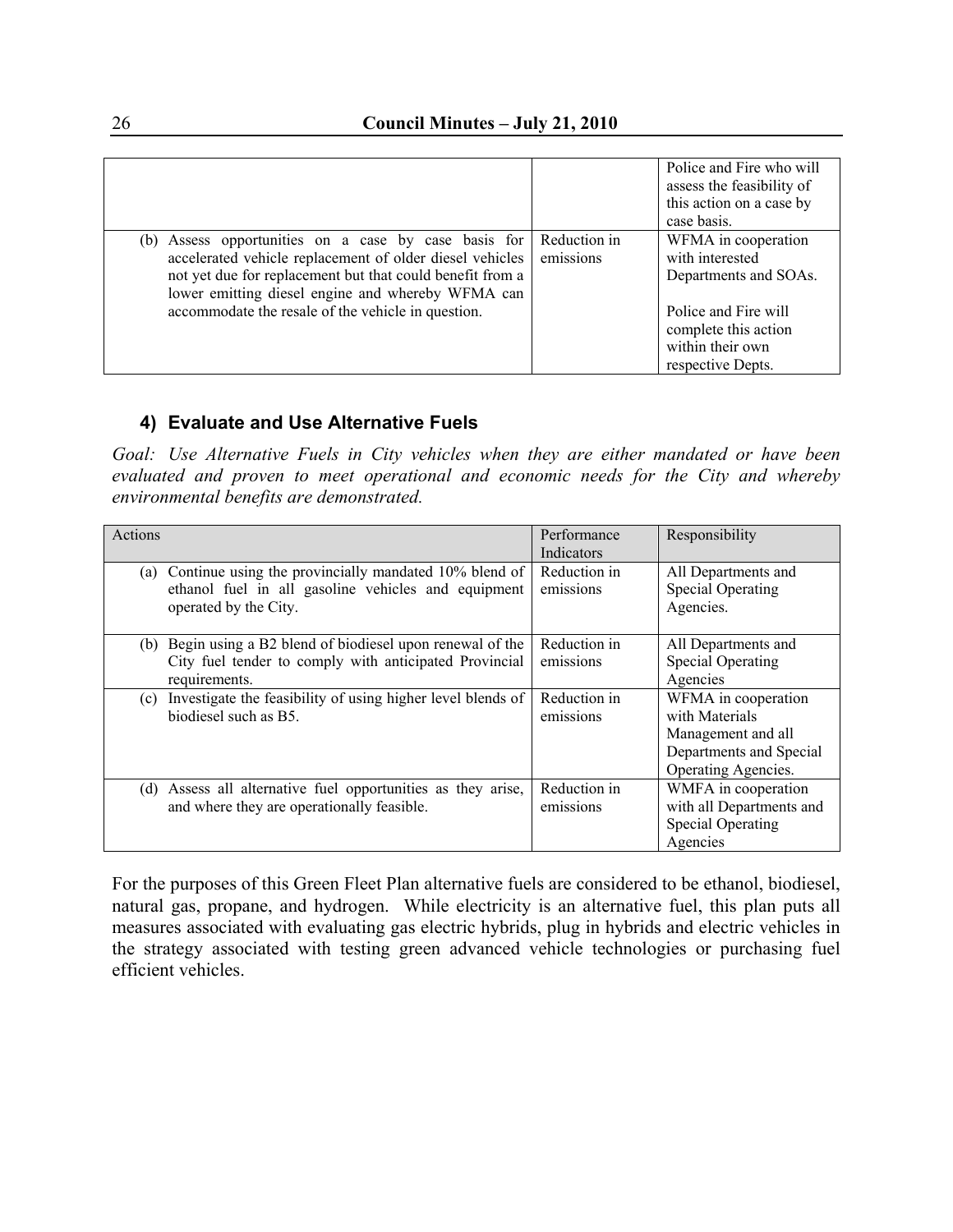| | | |
|---|---|---|
| | | Police and Fire who will assess the feasibility of this action on a case by case basis. |
| (b) Assess opportunities on a case by case basis for accelerated vehicle replacement of older diesel vehicles not yet due for replacement but that could benefit from a lower emitting diesel engine and whereby WFMA can accommodate the resale of the vehicle in question. | Reduction in emissions | WFMA in cooperation with interested Departments and SOAs.<br><br>Police and Fire will complete this action within their own respective Depts. |

#### 4) Evaluate and Use Alternative Fuels

*Goal: Use Alternative Fuels in City vehicles when they are either mandated or have been evaluated and proven to meet operational and economic needs for the City and whereby environmental benefits are demonstrated.*

| Actions | Performance Indicators | Responsibility |
|---|---|---|
| (a) Continue using the provincially mandated 10% blend of ethanol fuel in all gasoline vehicles and equipment operated by the City. | Reduction in emissions | All Departments and Special Operating Agencies. |
| (b) Begin using a B2 blend of biodiesel upon renewal of the City fuel tender to comply with anticipated Provincial requirements. | Reduction in emissions | All Departments and Special Operating Agencies |
| (c) Investigate the feasibility of using higher level blends of biodiesel such as B5. | Reduction in emissions | WFMA in cooperation with Materials Management and all Departments and Special Operating Agencies. |
| (d) Assess all alternative fuel opportunities as they arise, and where they are operationally feasible. | Reduction in emissions | WMFA in cooperation with all Departments and Special Operating Agencies |

For the purposes of this Green Fleet Plan alternative fuels are considered to be ethanol, biodiesel, natural gas, propane, and hydrogen. While electricity is an alternative fuel, this plan puts all measures associated with evaluating gas electric hybrids, plug in hybrids and electric vehicles in the strategy associated with testing green advanced vehicle technologies or purchasing fuel efficient vehicles.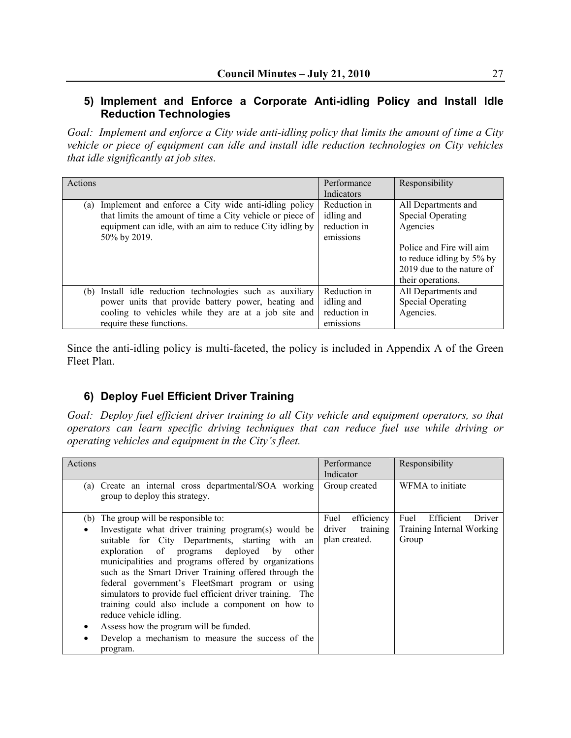### 5) Implement and Enforce a Corporate Anti-idling Policy and Install Idle Reduction Technologies

*Goal: Implement and enforce a City wide anti-idling policy that limits the amount of time a City vehicle or piece of equipment can idle and install idle reduction technologies on City vehicles that idle significantly at job sites.*

| Actions | Performance Indicators | Responsibility |
|---|---|---|
| (a) Implement and enforce a City wide anti-idling policy that limits the amount of time a City vehicle or piece of equipment can idle, with an aim to reduce City idling by 50% by 2019. | Reduction in idling and reduction in emissions | All Departments and Special Operating Agencies<br><br>Police and Fire will aim to reduce idling by 5% by 2019 due to the nature of their operations. |
| (b) Install idle reduction technologies such as auxiliary power units that provide battery power, heating and cooling to vehicles while they are at a job site and require these functions. | Reduction in idling and reduction in emissions | All Departments and Special Operating Agencies. |

Since the anti-idling policy is multi-faceted, the policy is included in Appendix A of the Green Fleet Plan.

### 6) Deploy Fuel Efficient Driver Training

*Goal: Deploy fuel efficient driver training to all City vehicle and equipment operators, so that operators can learn specific driving techniques that can reduce fuel use while driving or operating vehicles and equipment in the City's fleet.*

| Actions | Performance Indicator | Responsibility |
|---|---|---|
| (a) Create an internal cross departmental/SOA working group to deploy this strategy. | Group created | WFMA to initiate |
| (b) The group will be responsible to:<br>• Investigate what driver training program(s) would be suitable for City Departments, starting with an exploration of programs deployed by other municipalities and programs offered by organizations such as the Smart Driver Training offered through the federal government's FleetSmart program or using simulators to provide fuel efficient driver training. The training could also include a component on how to reduce vehicle idling.<br>• Assess how the program will be funded.<br>• Develop a mechanism to measure the success of the program. | Fuel efficiency driver training plan created. | Fuel Efficient Driver Training Internal Working Group |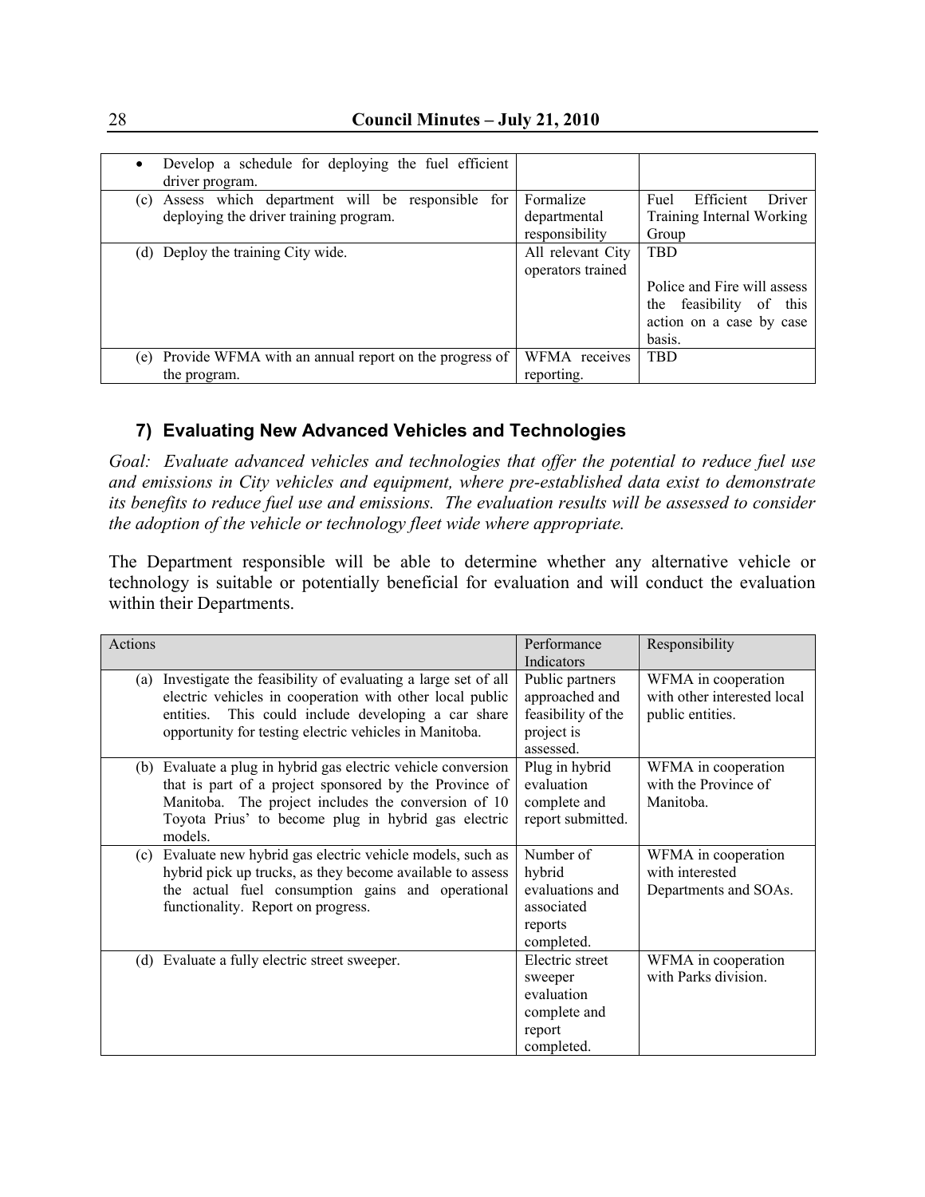| | | |
|---|---|---|
| • Develop a schedule for deploying the fuel efficient driver program. | | |
| (c) Assess which department will be responsible for deploying the driver training program. | Formalize departmental responsibility | Fuel Efficient Driver Training Internal Working Group |
| (d) Deploy the training City wide. | All relevant City operators trained | TBD<br><br>Police and Fire will assess the feasibility of this action on a case by case basis. |
| (e) Provide WFMA with an annual report on the progress of the program. | WFMA receives reporting. | TBD |

### 7) Evaluating New Advanced Vehicles and Technologies

*Goal: Evaluate advanced vehicles and technologies that offer the potential to reduce fuel use and emissions in City vehicles and equipment, where pre-established data exist to demonstrate its benefits to reduce fuel use and emissions. The evaluation results will be assessed to consider the adoption of the vehicle or technology fleet wide where appropriate.*

The Department responsible will be able to determine whether any alternative vehicle or technology is suitable or potentially beneficial for evaluation and will conduct the evaluation within their Departments.

| Actions | Performance Indicators | Responsibility |
|---|---|---|
| (a) Investigate the feasibility of evaluating a large set of all electric vehicles in cooperation with other local public entities. This could include developing a car share opportunity for testing electric vehicles in Manitoba. | Public partners approached and feasibility of the project is assessed. | WFMA in cooperation with other interested local public entities. |
| (b) Evaluate a plug in hybrid gas electric vehicle conversion that is part of a project sponsored by the Province of Manitoba. The project includes the conversion of 10 Toyota Prius' to become plug in hybrid gas electric models. | Plug in hybrid evaluation complete and report submitted. | WFMA in cooperation with the Province of Manitoba. |
| (c) Evaluate new hybrid gas electric vehicle models, such as hybrid pick up trucks, as they become available to assess the actual fuel consumption gains and operational functionality. Report on progress. | Number of hybrid evaluations and associated reports completed. | WFMA in cooperation with interested Departments and SOAs. |
| (d) Evaluate a fully electric street sweeper. | Electric street sweeper evaluation complete and report completed. | WFMA in cooperation with Parks division. |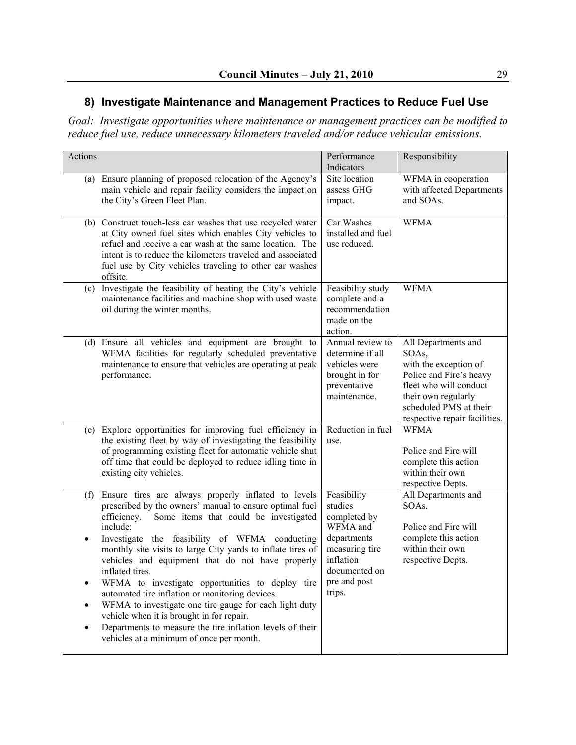## 8) Investigate Maintenance and Management Practices to Reduce Fuel Use

*Goal: Investigate opportunities where maintenance or management practices can be modified to reduce fuel use, reduce unnecessary kilometers traveled and/or reduce vehicular emissions.*

| Actions | Performance Indicators | Responsibility |
|---|---|---|
| (a) Ensure planning of proposed relocation of the Agency's main vehicle and repair facility considers the impact on the City's Green Fleet Plan. | Site location assess GHG impact. | WFMA in cooperation with affected Departments and SOAs. |
| (b) Construct touch-less car washes that use recycled water at City owned fuel sites which enables City vehicles to refuel and receive a car wash at the same location. The intent is to reduce the kilometers traveled and associated fuel use by City vehicles traveling to other car washes offsite. | Car Washes installed and fuel use reduced. | WFMA |
| (c) Investigate the feasibility of heating the City's vehicle maintenance facilities and machine shop with used waste oil during the winter months. | Feasibility study complete and a recommendation made on the action. | WFMA |
| (d) Ensure all vehicles and equipment are brought to WFMA facilities for regularly scheduled preventative maintenance to ensure that vehicles are operating at peak performance. | Annual review to determine if all vehicles were brought in for preventative maintenance. | All Departments and SOAs, with the exception of Police and Fire's heavy fleet who will conduct their own regularly scheduled PMS at their respective repair facilities. |
| (e) Explore opportunities for improving fuel efficiency in the existing fleet by way of investigating the feasibility of programming existing fleet for automatic vehicle shut off time that could be deployed to reduce idling time in existing city vehicles. | Reduction in fuel use. | WFMA<br><br>Police and Fire will complete this action within their own respective Depts. |
| (f) Ensure tires are always properly inflated to levels prescribed by the owners' manual to ensure optimal fuel efficiency. Some items that could be investigated include:<br>• Investigate the feasibility of WFMA conducting monthly site visits to large City yards to inflate tires of vehicles and equipment that do not have properly inflated tires.<br>• WFMA to investigate opportunities to deploy tire automated tire inflation or monitoring devices.<br>• WFMA to investigate one tire gauge for each light duty vehicle when it is brought in for repair.<br>• Departments to measure the tire inflation levels of their vehicles at a minimum of once per month. | Feasibility studies completed by WFMA and departments measuring tire inflation documented on pre and post trips. | All Departments and SOAs.<br><br>Police and Fire will complete this action within their own respective Depts. |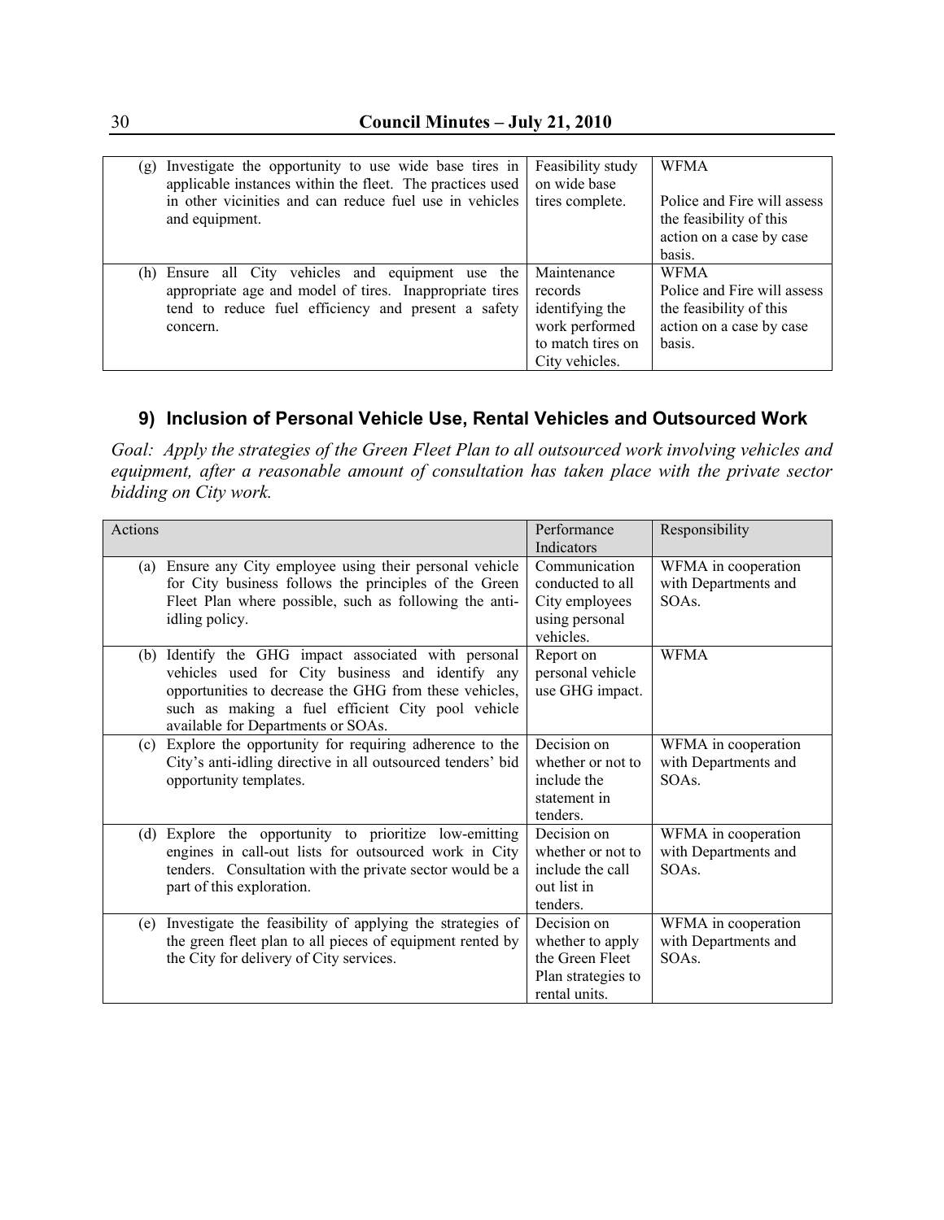| | | |
|---|---|---|
| (g) Investigate the opportunity to use wide base tires in applicable instances within the fleet. The practices used in other vicinities and can reduce fuel use in vehicles and equipment. | Feasibility study on wide base tires complete. | WFMA<br><br>Police and Fire will assess the feasibility of this action on a case by case basis. |
| (h) Ensure all City vehicles and equipment use the appropriate age and model of tires. Inappropriate tires tend to reduce fuel efficiency and present a safety concern. | Maintenance records identifying the work performed to match tires on City vehicles. | WFMA<br>Police and Fire will assess the feasibility of this action on a case by case basis. |

## 9) Inclusion of Personal Vehicle Use, Rental Vehicles and Outsourced Work

*Goal: Apply the strategies of the Green Fleet Plan to all outsourced work involving vehicles and equipment, after a reasonable amount of consultation has taken place with the private sector bidding on City work.*

| Actions | Performance Indicators | Responsibility |
|---|---|---|
| (a) Ensure any City employee using their personal vehicle for City business follows the principles of the Green Fleet Plan where possible, such as following the anti-idling policy. | Communication conducted to all City employees using personal vehicles. | WFMA in cooperation with Departments and SOAs. |
| (b) Identify the GHG impact associated with personal vehicles used for City business and identify any opportunities to decrease the GHG from these vehicles, such as making a fuel efficient City pool vehicle available for Departments or SOAs. | Report on personal vehicle use GHG impact. | WFMA |
| (c) Explore the opportunity for requiring adherence to the City's anti-idling directive in all outsourced tenders' bid opportunity templates. | Decision on whether or not to include the statement in tenders. | WFMA in cooperation with Departments and SOAs. |
| (d) Explore the opportunity to prioritize low-emitting engines in call-out lists for outsourced work in City tenders. Consultation with the private sector would be a part of this exploration. | Decision on whether or not to include the call out list in tenders. | WFMA in cooperation with Departments and SOAs. |
| (e) Investigate the feasibility of applying the strategies of the green fleet plan to all pieces of equipment rented by the City for delivery of City services. | Decision on whether to apply the Green Fleet Plan strategies to rental units. | WFMA in cooperation with Departments and SOAs. |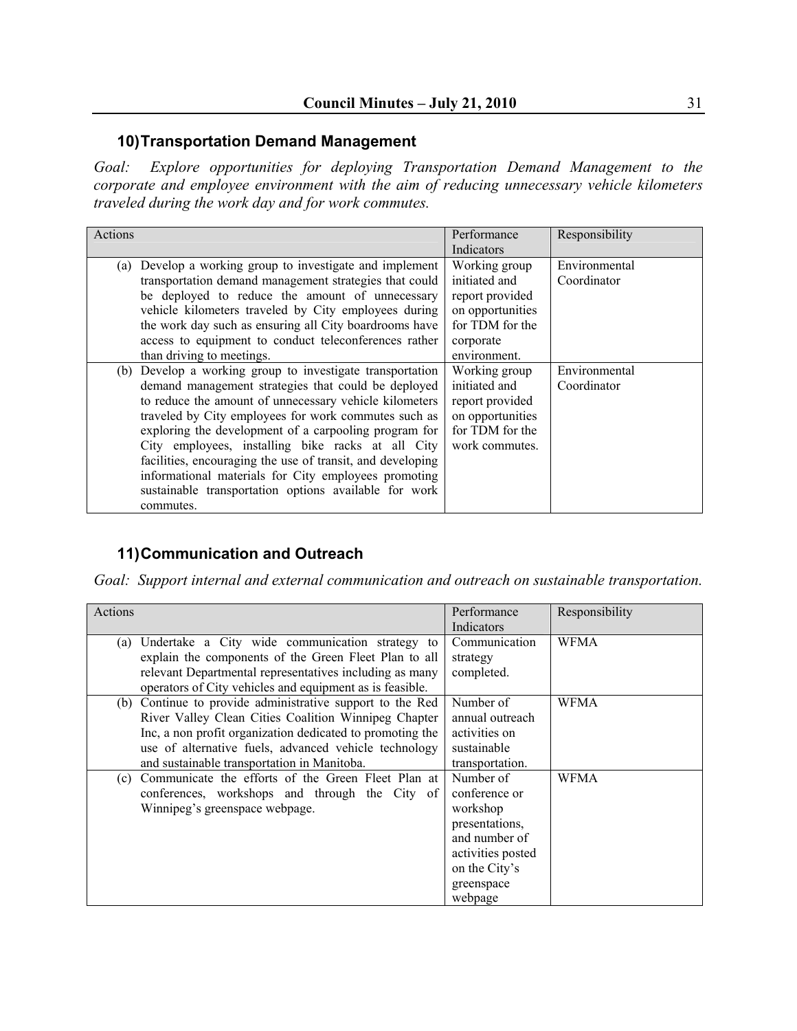## 10) Transportation Demand Management

*Goal: Explore opportunities for deploying Transportation Demand Management to the corporate and employee environment with the aim of reducing unnecessary vehicle kilometers traveled during the work day and for work commutes.*

| Actions | Performance Indicators | Responsibility |
|---|---|---|
| (a) Develop a working group to investigate and implement transportation demand management strategies that could be deployed to reduce the amount of unnecessary vehicle kilometers traveled by City employees during the work day such as ensuring all City boardrooms have access to equipment to conduct teleconferences rather than driving to meetings. | Working group initiated and report provided on opportunities for TDM for the corporate environment. | Environmental Coordinator |
| (b) Develop a working group to investigate transportation demand management strategies that could be deployed to reduce the amount of unnecessary vehicle kilometers traveled by City employees for work commutes such as exploring the development of a carpooling program for City employees, installing bike racks at all City facilities, encouraging the use of transit, and developing informational materials for City employees promoting sustainable transportation options available for work commutes. | Working group initiated and report provided on opportunities for TDM for the work commutes. | Environmental Coordinator |

## 11) Communication and Outreach

*Goal: Support internal and external communication and outreach on sustainable transportation.*

| Actions | Performance Indicators | Responsibility |
|---|---|---|
| (a) Undertake a City wide communication strategy to explain the components of the Green Fleet Plan to all relevant Departmental representatives including as many operators of City vehicles and equipment as is feasible. | Communication strategy completed. | WFMA |
| (b) Continue to provide administrative support to the Red River Valley Clean Cities Coalition Winnipeg Chapter Inc, a non profit organization dedicated to promoting the use of alternative fuels, advanced vehicle technology and sustainable transportation in Manitoba. | Number of annual outreach activities on sustainable transportation. | WFMA |
| (c) Communicate the efforts of the Green Fleet Plan at conferences, workshops and through the City of Winnipeg's greenspace webpage. | Number of conference or workshop presentations, and number of activities posted on the City's greenspace webpage | WFMA |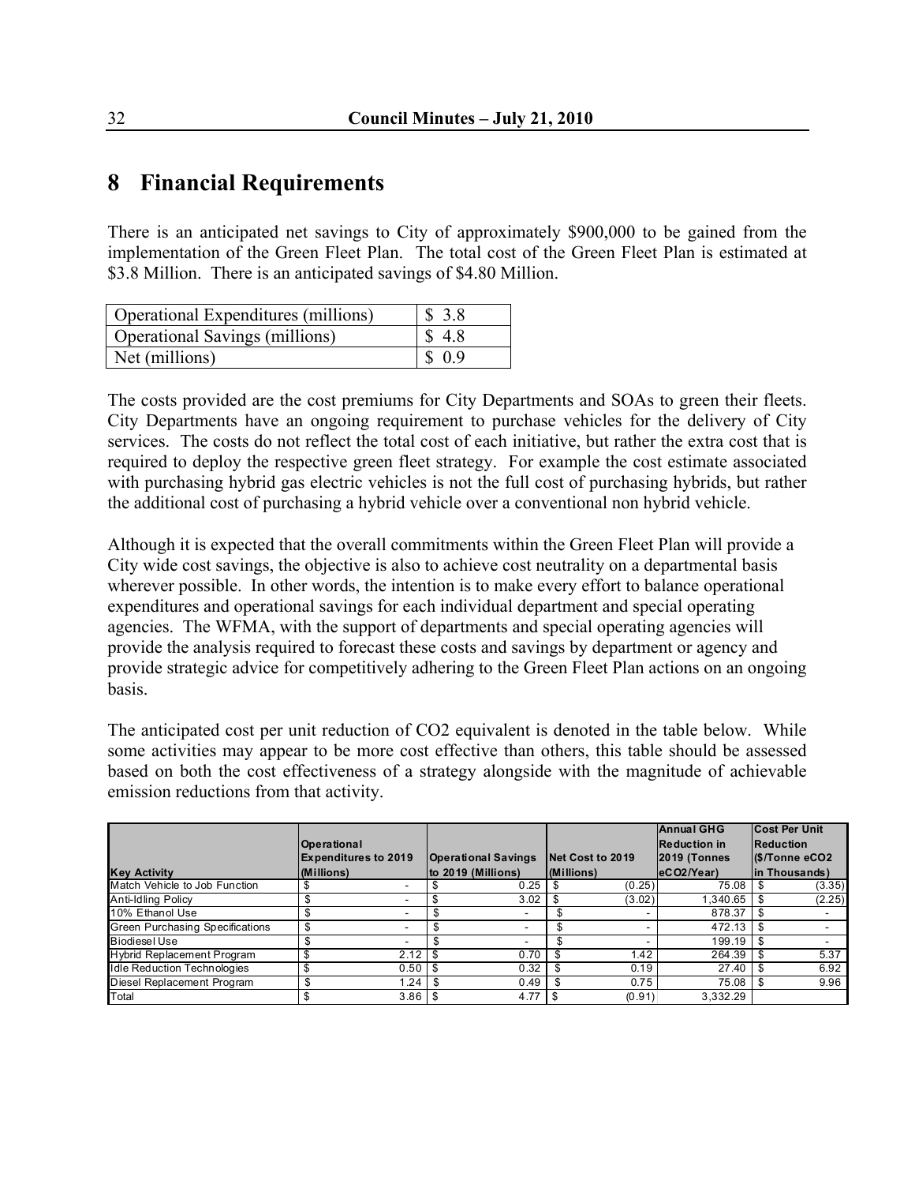## 8 Financial Requirements

There is an anticipated net savings to City of approximately $900,000 to be gained from the implementation of the Green Fleet Plan. The total cost of the Green Fleet Plan is estimated at $3.8 Million. There is an anticipated savings of $4.80 Million.

| Operational Expenditures (millions) | $ 3.8 |
|---|---|
| Operational Savings (millions) | $ 4.8 |
| Net (millions) | $ 0.9 |

The costs provided are the cost premiums for City Departments and SOAs to green their fleets. City Departments have an ongoing requirement to purchase vehicles for the delivery of City services. The costs do not reflect the total cost of each initiative, but rather the extra cost that is required to deploy the respective green fleet strategy. For example the cost estimate associated with purchasing hybrid gas electric vehicles is not the full cost of purchasing hybrids, but rather the additional cost of purchasing a hybrid vehicle over a conventional non hybrid vehicle.

Although it is expected that the overall commitments within the Green Fleet Plan will provide a City wide cost savings, the objective is also to achieve cost neutrality on a departmental basis wherever possible. In other words, the intention is to make every effort to balance operational expenditures and operational savings for each individual department and special operating agencies. The WFMA, with the support of departments and special operating agencies will provide the analysis required to forecast these costs and savings by department or agency and provide strategic advice for competitively adhering to the Green Fleet Plan actions on an ongoing basis.

The anticipated cost per unit reduction of CO2 equivalent is denoted in the table below. While some activities may appear to be more cost effective than others, this table should be assessed based on both the cost effectiveness of a strategy alongside with the magnitude of achievable emission reductions from that activity.

| Key Activity | Operational Expenditures to 2019 (Millions) | Operational Savings to 2019 (Millions) | Net Cost to 2019 (Millions) | Annual GHG Reduction in 2019 (Tonnes eCO2/Year) | Cost Per Unit Reduction ($/Tonne eCO2 in Thousands) |
|---|---|---|---|---|---|
| Match Vehicle to Job Function | $ - | $ 0.25 | $ (0.25) | 75.08 | $ (3.35) |
| Anti-Idling Policy | $ - | $ 3.02 | $ (3.02) | 1,340.65 | $ (2.25) |
| 10% Ethanol Use | $ - | $ - | $ - | 878.37 | $ - |
| Green Purchasing Specifications | $ - | $ - | $ - | 472.13 | $ - |
| Biodiesel Use | $ - | $ - | $ - | 199.19 | $ - |
| Hybrid Replacement Program | $ 2.12 | $ 0.70 | $ 1.42 | 264.39 | $ 5.37 |
| Idle Reduction Technologies | $ 0.50 | $ 0.32 | $ 0.19 | 27.40 | $ 6.92 |
| Diesel Replacement Program | $ 1.24 | $ 0.49 | $ 0.75 | 75.08 | $ 9.96 |
| Total | $ 3.86 | $ 4.77 | $ (0.91) | 3,332.29 | |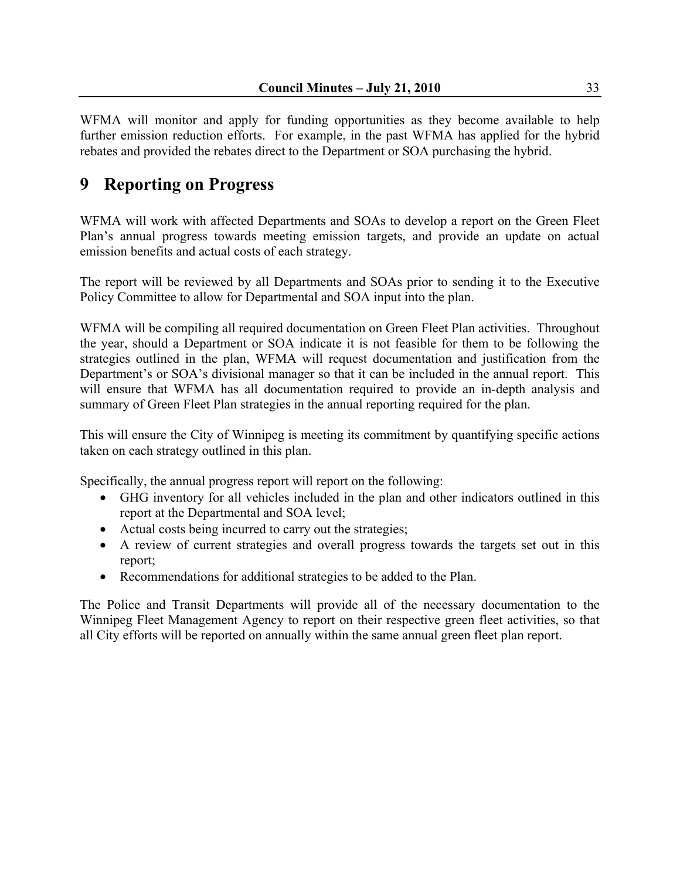WFMA will monitor and apply for funding opportunities as they become available to help further emission reduction efforts. For example, in the past WFMA has applied for the hybrid rebates and provided the rebates direct to the Department or SOA purchasing the hybrid.

# 9 Reporting on Progress

WFMA will work with affected Departments and SOAs to develop a report on the Green Fleet Plan's annual progress towards meeting emission targets, and provide an update on actual emission benefits and actual costs of each strategy.

The report will be reviewed by all Departments and SOAs prior to sending it to the Executive Policy Committee to allow for Departmental and SOA input into the plan.

WFMA will be compiling all required documentation on Green Fleet Plan activities. Throughout the year, should a Department or SOA indicate it is not feasible for them to be following the strategies outlined in the plan, WFMA will request documentation and justification from the Department's or SOA's divisional manager so that it can be included in the annual report. This will ensure that WFMA has all documentation required to provide an in-depth analysis and summary of Green Fleet Plan strategies in the annual reporting required for the plan.

This will ensure the City of Winnipeg is meeting its commitment by quantifying specific actions taken on each strategy outlined in this plan.

Specifically, the annual progress report will report on the following:

- GHG inventory for all vehicles included in the plan and other indicators outlined in this report at the Departmental and SOA level;
- Actual costs being incurred to carry out the strategies;
- A review of current strategies and overall progress towards the targets set out in this report;
- Recommendations for additional strategies to be added to the Plan.

The Police and Transit Departments will provide all of the necessary documentation to the Winnipeg Fleet Management Agency to report on their respective green fleet activities, so that all City efforts will be reported on annually within the same annual green fleet plan report.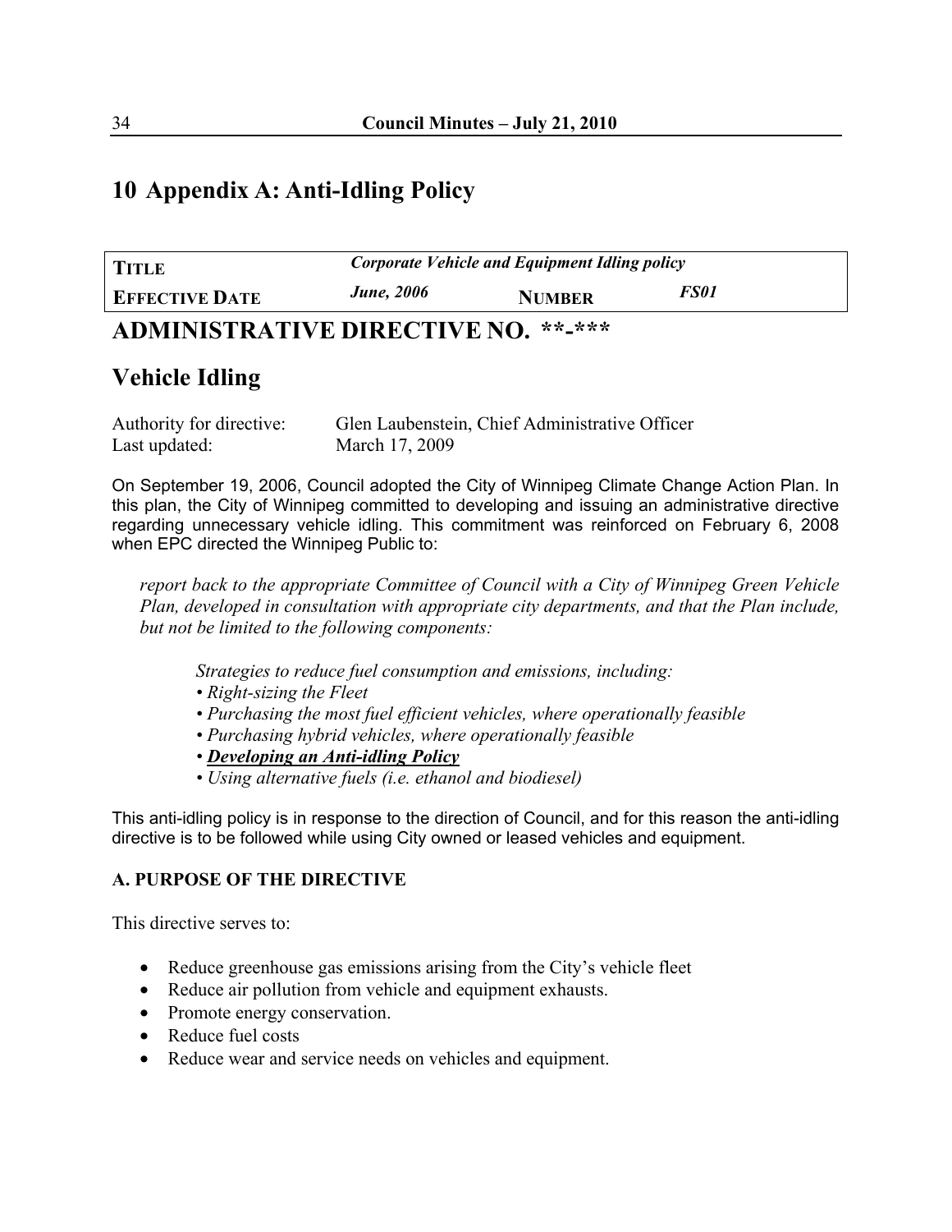# 10 Appendix A: Anti-Idling Policy

| **TITLE** | ***Corporate Vehicle and Equipment Idling policy*** | | |
|---|---|---|---|
| **EFFECTIVE DATE** | ***June, 2006*** | **NUMBER** | ***FS01*** |

# ADMINISTRATIVE DIRECTIVE NO. **-***

## Vehicle Idling

Authority for directive: Glen Laubenstein, Chief Administrative Officer
Last updated: March 17, 2009

On September 19, 2006, Council adopted the City of Winnipeg Climate Change Action Plan. In this plan, the City of Winnipeg committed to developing and issuing an administrative directive regarding unnecessary vehicle idling. This commitment was reinforced on February 6, 2008 when EPC directed the Winnipeg Public to:

> *report back to the appropriate Committee of Council with a City of Winnipeg Green Vehicle Plan, developed in consultation with appropriate city departments, and that the Plan include, but not be limited to the following components:*
>
> > *Strategies to reduce fuel consumption and emissions, including:*
> > - *Right-sizing the Fleet*
> > - *Purchasing the most fuel efficient vehicles, where operationally feasible*
> > - *Purchasing hybrid vehicles, where operationally feasible*
> > - ***<u>Developing an Anti-idling Policy</u>***
> > - *Using alternative fuels (i.e. ethanol and biodiesel)*

This anti-idling policy is in response to the direction of Council, and for this reason the anti-idling directive is to be followed while using City owned or leased vehicles and equipment.

### A. PURPOSE OF THE DIRECTIVE

This directive serves to:

- Reduce greenhouse gas emissions arising from the City's vehicle fleet
- Reduce air pollution from vehicle and equipment exhausts.
- Promote energy conservation.
- Reduce fuel costs
- Reduce wear and service needs on vehicles and equipment.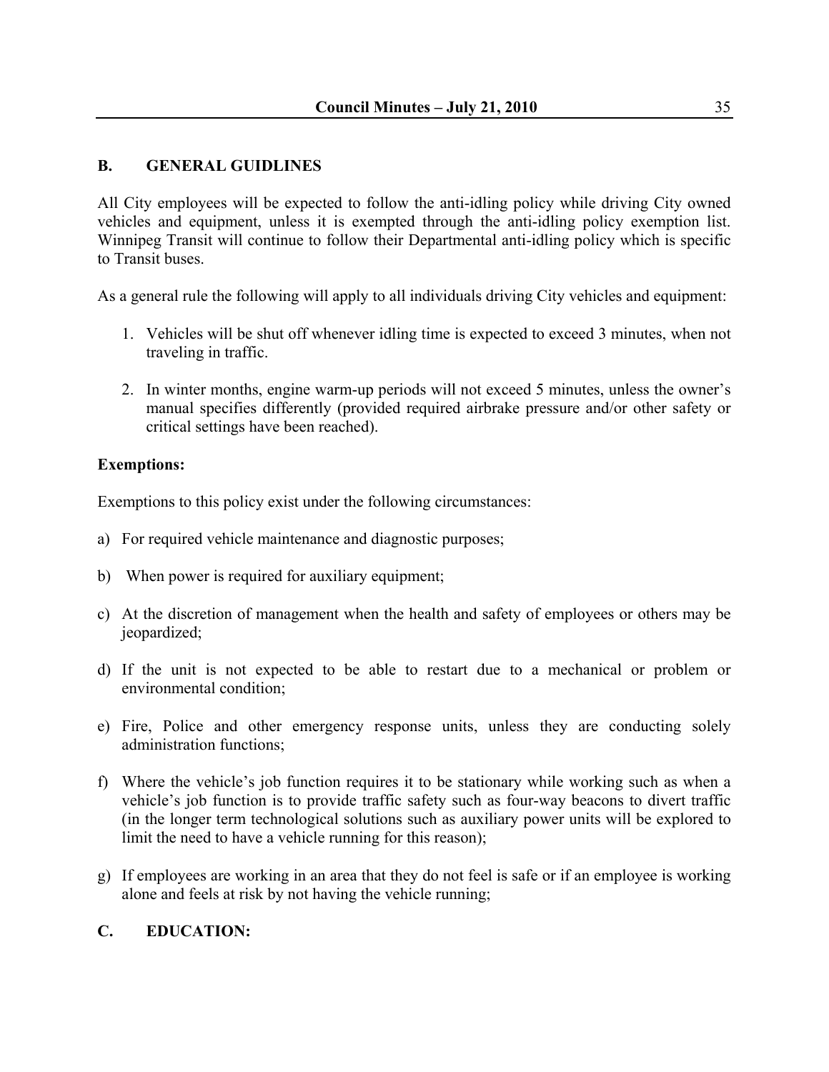## B. GENERAL GUIDLINES

All City employees will be expected to follow the anti-idling policy while driving City owned vehicles and equipment, unless it is exempted through the anti-idling policy exemption list. Winnipeg Transit will continue to follow their Departmental anti-idling policy which is specific to Transit buses.

As a general rule the following will apply to all individuals driving City vehicles and equipment:

1. Vehicles will be shut off whenever idling time is expected to exceed 3 minutes, when not traveling in traffic.

2. In winter months, engine warm-up periods will not exceed 5 minutes, unless the owner's manual specifies differently (provided required airbrake pressure and/or other safety or critical settings have been reached).

**Exemptions:**

Exemptions to this policy exist under the following circumstances:

a) For required vehicle maintenance and diagnostic purposes;

b) When power is required for auxiliary equipment;

c) At the discretion of management when the health and safety of employees or others may be jeopardized;

d) If the unit is not expected to be able to restart due to a mechanical or problem or environmental condition;

e) Fire, Police and other emergency response units, unless they are conducting solely administration functions;

f) Where the vehicle's job function requires it to be stationary while working such as when a vehicle's job function is to provide traffic safety such as four-way beacons to divert traffic (in the longer term technological solutions such as auxiliary power units will be explored to limit the need to have a vehicle running for this reason);

g) If employees are working in an area that they do not feel is safe or if an employee is working alone and feels at risk by not having the vehicle running;

## C. EDUCATION: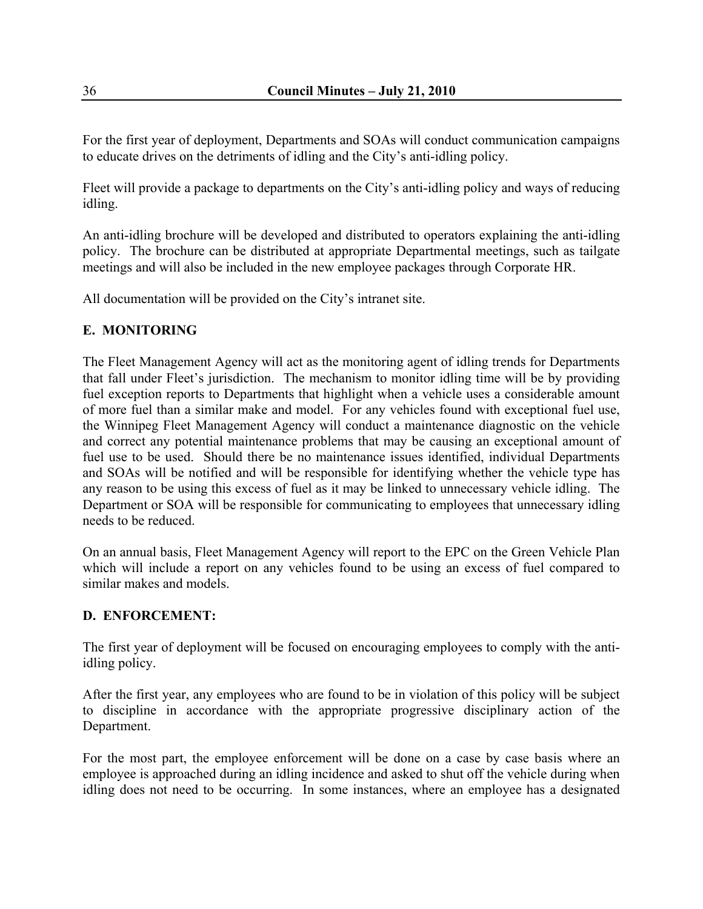For the first year of deployment, Departments and SOAs will conduct communication campaigns to educate drives on the detriments of idling and the City's anti-idling policy.

Fleet will provide a package to departments on the City's anti-idling policy and ways of reducing idling.

An anti-idling brochure will be developed and distributed to operators explaining the anti-idling policy. The brochure can be distributed at appropriate Departmental meetings, such as tailgate meetings and will also be included in the new employee packages through Corporate HR.

All documentation will be provided on the City's intranet site.

**E. MONITORING**

The Fleet Management Agency will act as the monitoring agent of idling trends for Departments that fall under Fleet's jurisdiction. The mechanism to monitor idling time will be by providing fuel exception reports to Departments that highlight when a vehicle uses a considerable amount of more fuel than a similar make and model. For any vehicles found with exceptional fuel use, the Winnipeg Fleet Management Agency will conduct a maintenance diagnostic on the vehicle and correct any potential maintenance problems that may be causing an exceptional amount of fuel use to be used. Should there be no maintenance issues identified, individual Departments and SOAs will be notified and will be responsible for identifying whether the vehicle type has any reason to be using this excess of fuel as it may be linked to unnecessary vehicle idling. The Department or SOA will be responsible for communicating to employees that unnecessary idling needs to be reduced.

On an annual basis, Fleet Management Agency will report to the EPC on the Green Vehicle Plan which will include a report on any vehicles found to be using an excess of fuel compared to similar makes and models.

**D. ENFORCEMENT:**

The first year of deployment will be focused on encouraging employees to comply with the anti-idling policy.

After the first year, any employees who are found to be in violation of this policy will be subject to discipline in accordance with the appropriate progressive disciplinary action of the Department.

For the most part, the employee enforcement will be done on a case by case basis where an employee is approached during an idling incidence and asked to shut off the vehicle during when idling does not need to be occurring. In some instances, where an employee has a designated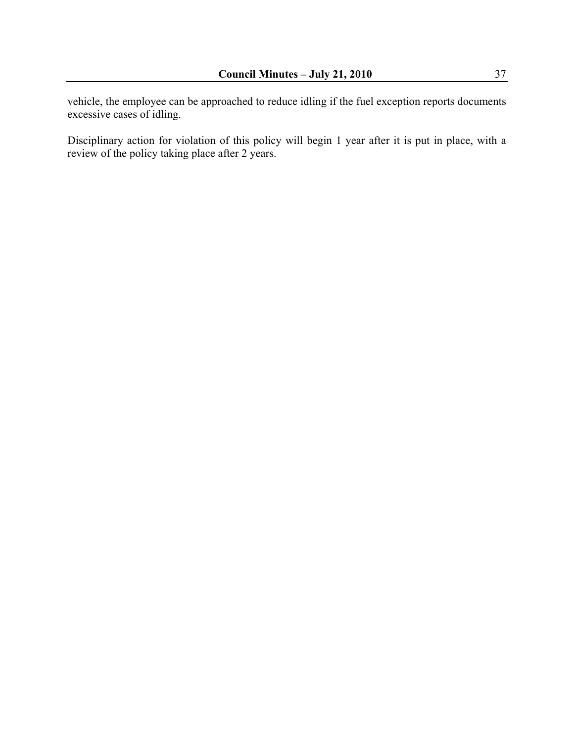vehicle, the employee can be approached to reduce idling if the fuel exception reports documents excessive cases of idling.

Disciplinary action for violation of this policy will begin 1 year after it is put in place, with a review of the policy taking place after 2 years.